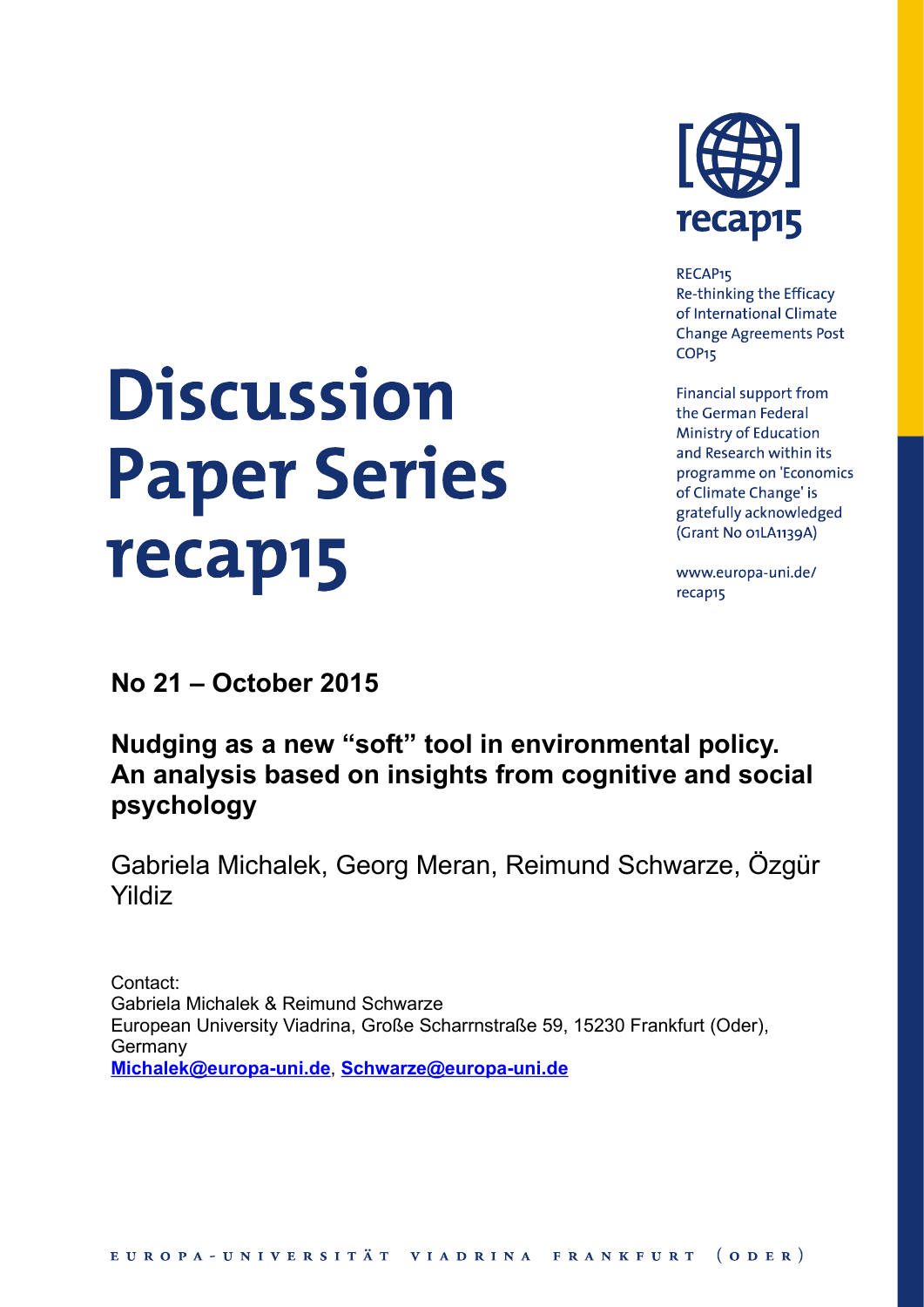recap15

RECAP15
Re-thinking the Efficacy of International Climate Change Agreements Post COP15

Financial support from the German Federal Ministry of Education and Research within its programme on 'Economics of Climate Change' is gratefully acknowledged (Grant No 01LA1139A)

www.europa-uni.de/recap15

# Discussion Paper Series recap15

**No 21 – October 2015**

## Nudging as a new "soft" tool in environmental policy. An analysis based on insights from cognitive and social psychology

Gabriela Michalek, Georg Meran, Reimund Schwarze, Özgür Yildiz

Contact:
Gabriela Michalek & Reimund Schwarze
European University Viadrina, Große Scharrnstraße 59, 15230 Frankfurt (Oder), Germany
Michalek@europa-uni.de, Schwarze@europa-uni.de

EUROPA-UNIVERSITÄT VIADRINA FRANKFURT (ODER)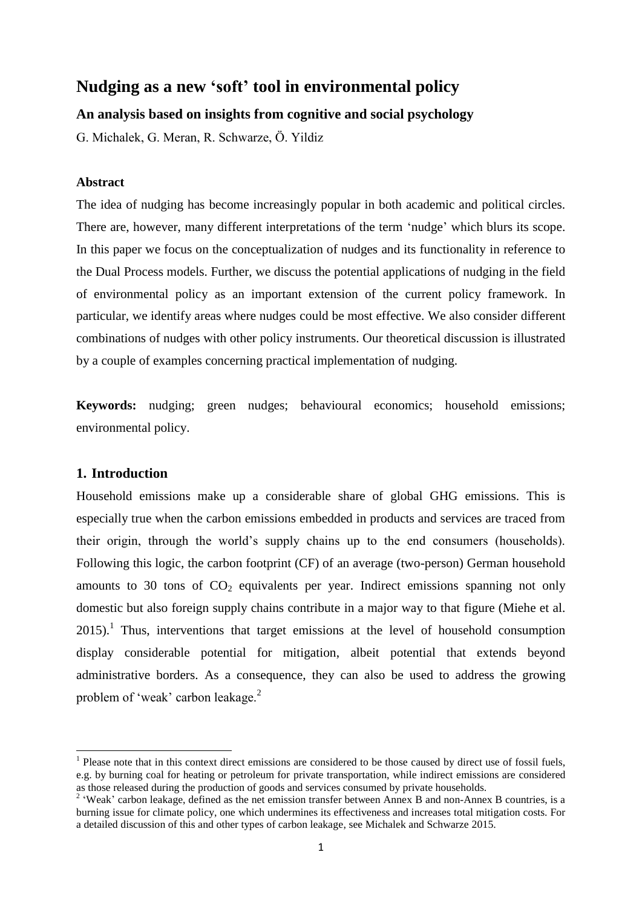# Nudging as a new 'soft' tool in environmental policy

## An analysis based on insights from cognitive and social psychology

G. Michalek, G. Meran, R. Schwarze, Ö. Yildiz

### Abstract

The idea of nudging has become increasingly popular in both academic and political circles. There are, however, many different interpretations of the term 'nudge' which blurs its scope. In this paper we focus on the conceptualization of nudges and its functionality in reference to the Dual Process models. Further, we discuss the potential applications of nudging in the field of environmental policy as an important extension of the current policy framework. In particular, we identify areas where nudges could be most effective. We also consider different combinations of nudges with other policy instruments. Our theoretical discussion is illustrated by a couple of examples concerning practical implementation of nudging.

**Keywords:** nudging; green nudges; behavioural economics; household emissions; environmental policy.

## 1. Introduction

Household emissions make up a considerable share of global GHG emissions. This is especially true when the carbon emissions embedded in products and services are traced from their origin, through the world's supply chains up to the end consumers (households). Following this logic, the carbon footprint (CF) of an average (two-person) German household amounts to 30 tons of $CO_2$ equivalents per year. Indirect emissions spanning not only domestic but also foreign supply chains contribute in a major way to that figure (Miehe et al. 2015).[1] Thus, interventions that target emissions at the level of household consumption display considerable potential for mitigation, albeit potential that extends beyond administrative borders. As a consequence, they can also be used to address the growing problem of 'weak' carbon leakage.[2]

[1] Please note that in this context direct emissions are considered to be those caused by direct use of fossil fuels, e.g. by burning coal for heating or petroleum for private transportation, while indirect emissions are considered as those released during the production of goods and services consumed by private households.

[2] 'Weak' carbon leakage, defined as the net emission transfer between Annex B and non-Annex B countries, is a burning issue for climate policy, one which undermines its effectiveness and increases total mitigation costs. For a detailed discussion of this and other types of carbon leakage, see Michalek and Schwarze 2015.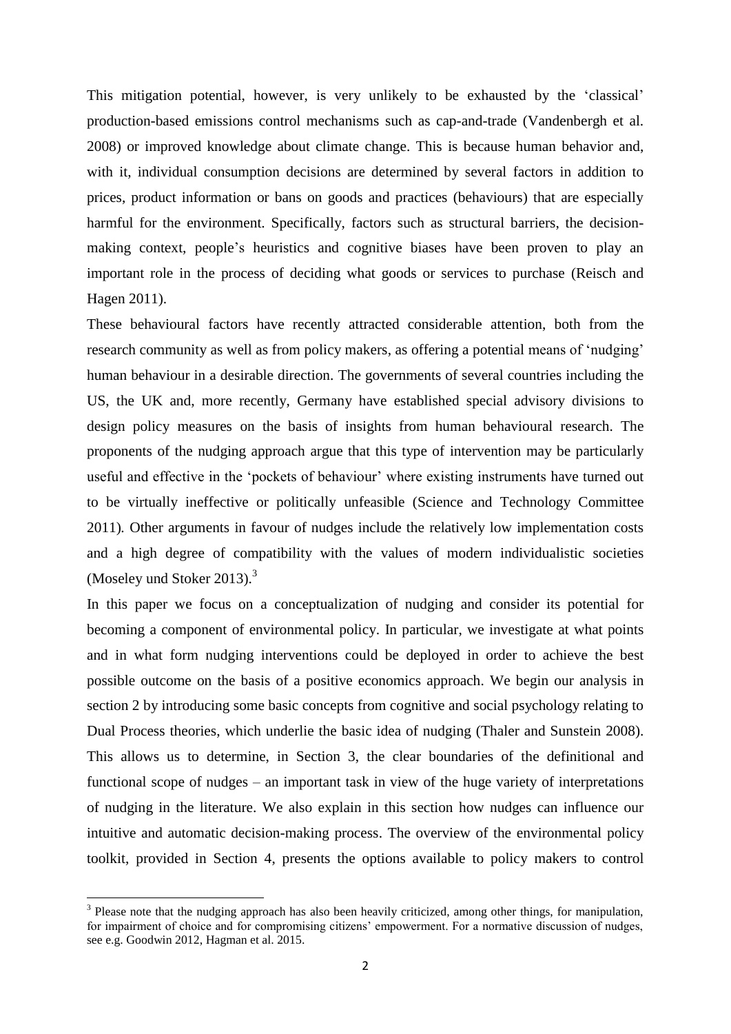This mitigation potential, however, is very unlikely to be exhausted by the 'classical' production-based emissions control mechanisms such as cap-and-trade (Vandenbergh et al. 2008) or improved knowledge about climate change. This is because human behavior and, with it, individual consumption decisions are determined by several factors in addition to prices, product information or bans on goods and practices (behaviours) that are especially harmful for the environment. Specifically, factors such as structural barriers, the decision-making context, people's heuristics and cognitive biases have been proven to play an important role in the process of deciding what goods or services to purchase (Reisch and Hagen 2011).

These behavioural factors have recently attracted considerable attention, both from the research community as well as from policy makers, as offering a potential means of 'nudging' human behaviour in a desirable direction. The governments of several countries including the US, the UK and, more recently, Germany have established special advisory divisions to design policy measures on the basis of insights from human behavioural research. The proponents of the nudging approach argue that this type of intervention may be particularly useful and effective in the 'pockets of behaviour' where existing instruments have turned out to be virtually ineffective or politically unfeasible (Science and Technology Committee 2011). Other arguments in favour of nudges include the relatively low implementation costs and a high degree of compatibility with the values of modern individualistic societies (Moseley und Stoker 2013).[3]

In this paper we focus on a conceptualization of nudging and consider its potential for becoming a component of environmental policy. In particular, we investigate at what points and in what form nudging interventions could be deployed in order to achieve the best possible outcome on the basis of a positive economics approach. We begin our analysis in section 2 by introducing some basic concepts from cognitive and social psychology relating to Dual Process theories, which underlie the basic idea of nudging (Thaler and Sunstein 2008). This allows us to determine, in Section 3, the clear boundaries of the definitional and functional scope of nudges – an important task in view of the huge variety of interpretations of nudging in the literature. We also explain in this section how nudges can influence our intuitive and automatic decision-making process. The overview of the environmental policy toolkit, provided in Section 4, presents the options available to policy makers to control

[3] Please note that the nudging approach has also been heavily criticized, among other things, for manipulation, for impairment of choice and for compromising citizens' empowerment. For a normative discussion of nudges, see e.g. Goodwin 2012, Hagman et al. 2015.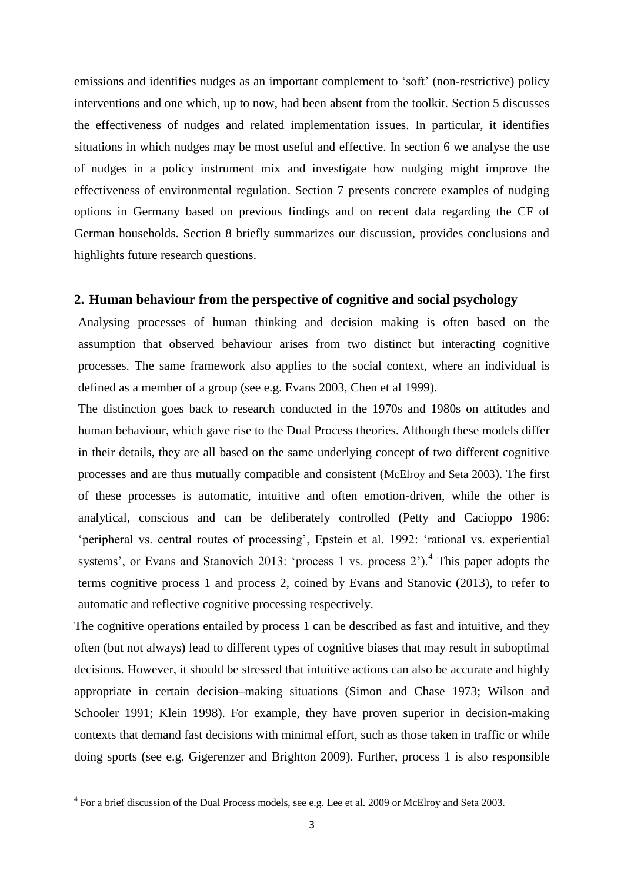emissions and identifies nudges as an important complement to 'soft' (non-restrictive) policy interventions and one which, up to now, had been absent from the toolkit. Section 5 discusses the effectiveness of nudges and related implementation issues. In particular, it identifies situations in which nudges may be most useful and effective. In section 6 we analyse the use of nudges in a policy instrument mix and investigate how nudging might improve the effectiveness of environmental regulation. Section 7 presents concrete examples of nudging options in Germany based on previous findings and on recent data regarding the CF of German households. Section 8 briefly summarizes our discussion, provides conclusions and highlights future research questions.

## 2. Human behaviour from the perspective of cognitive and social psychology

Analysing processes of human thinking and decision making is often based on the assumption that observed behaviour arises from two distinct but interacting cognitive processes. The same framework also applies to the social context, where an individual is defined as a member of a group (see e.g. Evans 2003, Chen et al 1999).

The distinction goes back to research conducted in the 1970s and 1980s on attitudes and human behaviour, which gave rise to the Dual Process theories. Although these models differ in their details, they are all based on the same underlying concept of two different cognitive processes and are thus mutually compatible and consistent (McElroy and Seta 2003). The first of these processes is automatic, intuitive and often emotion-driven, while the other is analytical, conscious and can be deliberately controlled (Petty and Cacioppo 1986: 'peripheral vs. central routes of processing', Epstein et al. 1992: 'rational vs. experiential systems', or Evans and Stanovich 2013: 'process 1 vs. process 2').[4] This paper adopts the terms cognitive process 1 and process 2, coined by Evans and Stanovic (2013), to refer to automatic and reflective cognitive processing respectively.

The cognitive operations entailed by process 1 can be described as fast and intuitive, and they often (but not always) lead to different types of cognitive biases that may result in suboptimal decisions. However, it should be stressed that intuitive actions can also be accurate and highly appropriate in certain decision–making situations (Simon and Chase 1973; Wilson and Schooler 1991; Klein 1998). For example, they have proven superior in decision-making contexts that demand fast decisions with minimal effort, such as those taken in traffic or while doing sports (see e.g. Gigerenzer and Brighton 2009). Further, process 1 is also responsible

[4] For a brief discussion of the Dual Process models, see e.g. Lee et al. 2009 or McElroy and Seta 2003.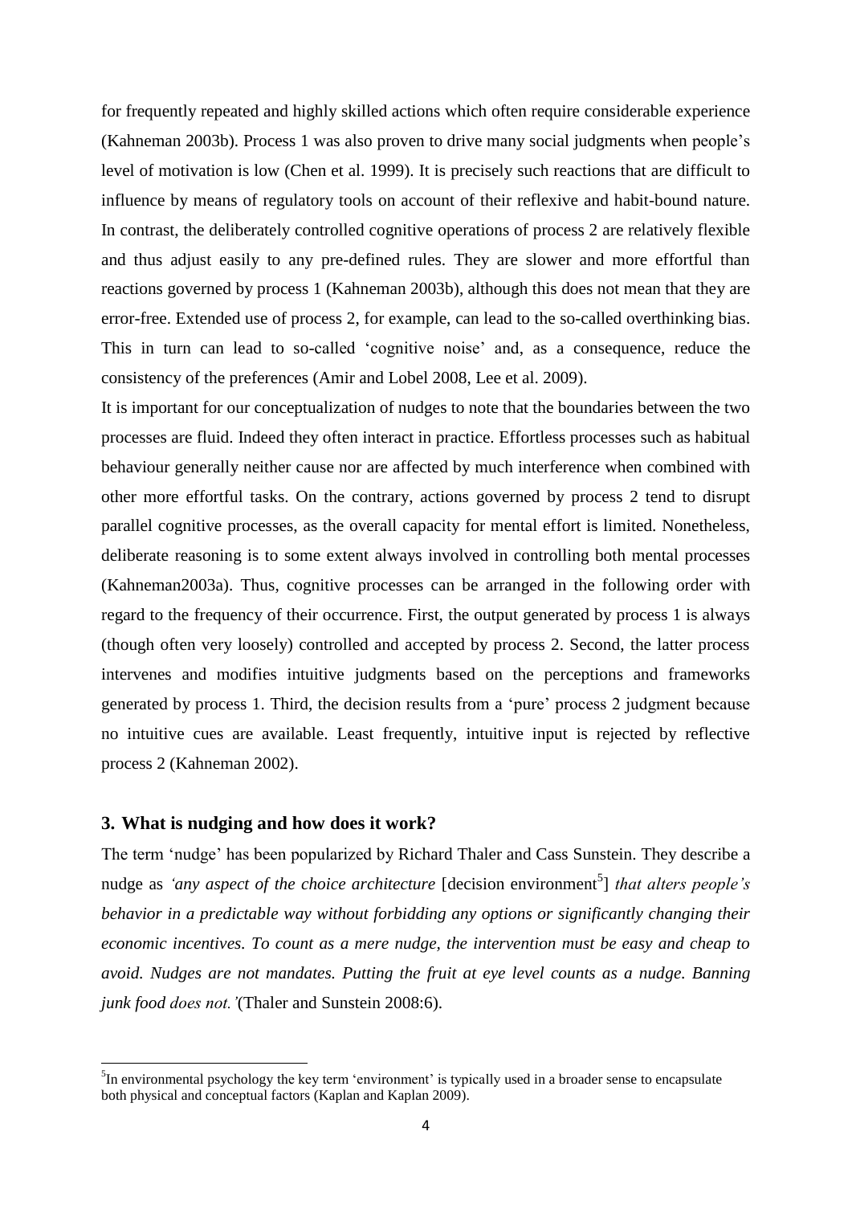for frequently repeated and highly skilled actions which often require considerable experience (Kahneman 2003b). Process 1 was also proven to drive many social judgments when people's level of motivation is low (Chen et al. 1999). It is precisely such reactions that are difficult to influence by means of regulatory tools on account of their reflexive and habit-bound nature. In contrast, the deliberately controlled cognitive operations of process 2 are relatively flexible and thus adjust easily to any pre-defined rules. They are slower and more effortful than reactions governed by process 1 (Kahneman 2003b), although this does not mean that they are error-free. Extended use of process 2, for example, can lead to the so-called overthinking bias. This in turn can lead to so-called 'cognitive noise' and, as a consequence, reduce the consistency of the preferences (Amir and Lobel 2008, Lee et al. 2009).

It is important for our conceptualization of nudges to note that the boundaries between the two processes are fluid. Indeed they often interact in practice. Effortless processes such as habitual behaviour generally neither cause nor are affected by much interference when combined with other more effortful tasks. On the contrary, actions governed by process 2 tend to disrupt parallel cognitive processes, as the overall capacity for mental effort is limited. Nonetheless, deliberate reasoning is to some extent always involved in controlling both mental processes (Kahneman2003a). Thus, cognitive processes can be arranged in the following order with regard to the frequency of their occurrence. First, the output generated by process 1 is always (though often very loosely) controlled and accepted by process 2. Second, the latter process intervenes and modifies intuitive judgments based on the perceptions and frameworks generated by process 1. Third, the decision results from a 'pure' process 2 judgment because no intuitive cues are available. Least frequently, intuitive input is rejected by reflective process 2 (Kahneman 2002).

## 3. What is nudging and how does it work?

The term 'nudge' has been popularized by Richard Thaler and Cass Sunstein. They describe a nudge as *'any aspect of the choice architecture* [decision environment[5]] *that alters people's behavior in a predictable way without forbidding any options or significantly changing their economic incentives. To count as a mere nudge, the intervention must be easy and cheap to avoid. Nudges are not mandates. Putting the fruit at eye level counts as a nudge. Banning junk food does not.'*(Thaler and Sunstein 2008:6).

[5]In environmental psychology the key term 'environment' is typically used in a broader sense to encapsulate both physical and conceptual factors (Kaplan and Kaplan 2009).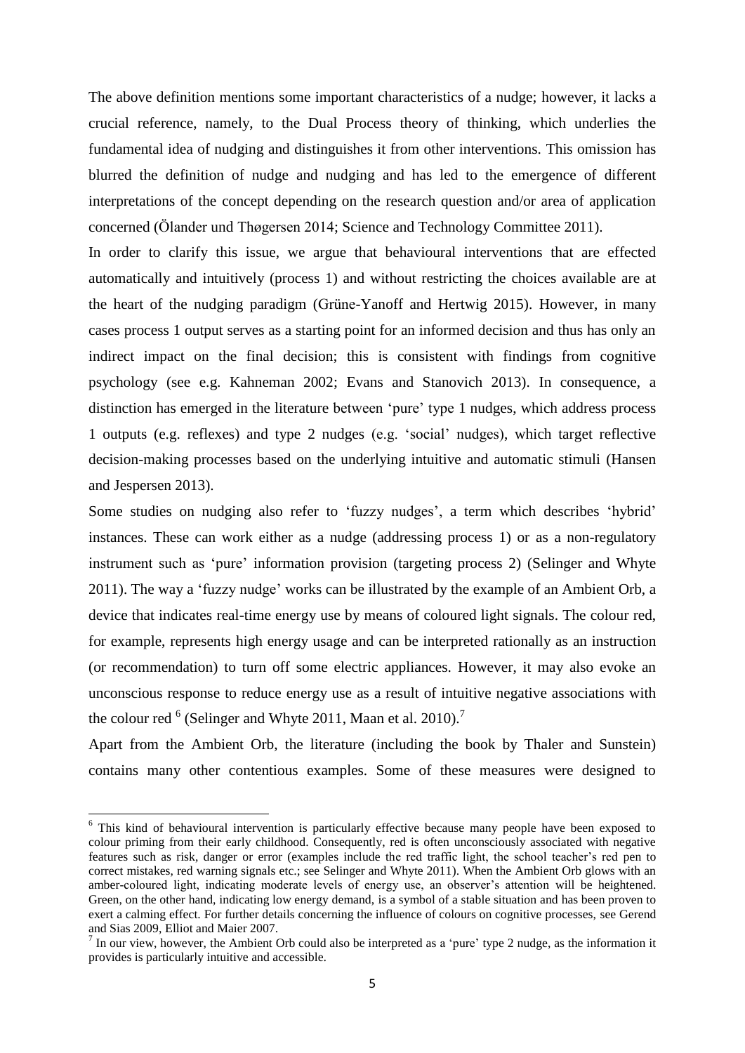The above definition mentions some important characteristics of a nudge; however, it lacks a crucial reference, namely, to the Dual Process theory of thinking, which underlies the fundamental idea of nudging and distinguishes it from other interventions. This omission has blurred the definition of nudge and nudging and has led to the emergence of different interpretations of the concept depending on the research question and/or area of application concerned (Ölander und Thøgersen 2014; Science and Technology Committee 2011).

In order to clarify this issue, we argue that behavioural interventions that are effected automatically and intuitively (process 1) and without restricting the choices available are at the heart of the nudging paradigm (Grüne-Yanoff and Hertwig 2015). However, in many cases process 1 output serves as a starting point for an informed decision and thus has only an indirect impact on the final decision; this is consistent with findings from cognitive psychology (see e.g. Kahneman 2002; Evans and Stanovich 2013). In consequence, a distinction has emerged in the literature between 'pure' type 1 nudges, which address process 1 outputs (e.g. reflexes) and type 2 nudges (e.g. 'social' nudges), which target reflective decision-making processes based on the underlying intuitive and automatic stimuli (Hansen and Jespersen 2013).

Some studies on nudging also refer to 'fuzzy nudges', a term which describes 'hybrid' instances. These can work either as a nudge (addressing process 1) or as a non-regulatory instrument such as 'pure' information provision (targeting process 2) (Selinger and Whyte 2011). The way a 'fuzzy nudge' works can be illustrated by the example of an Ambient Orb, a device that indicates real-time energy use by means of coloured light signals. The colour red, for example, represents high energy usage and can be interpreted rationally as an instruction (or recommendation) to turn off some electric appliances. However, it may also evoke an unconscious response to reduce energy use as a result of intuitive negative associations with the colour red [6] (Selinger and Whyte 2011, Maan et al. 2010).[7]

Apart from the Ambient Orb, the literature (including the book by Thaler and Sunstein) contains many other contentious examples. Some of these measures were designed to

---

[6] This kind of behavioural intervention is particularly effective because many people have been exposed to colour priming from their early childhood. Consequently, red is often unconsciously associated with negative features such as risk, danger or error (examples include the red traffic light, the school teacher's red pen to correct mistakes, red warning signals etc.; see Selinger and Whyte 2011). When the Ambient Orb glows with an amber-coloured light, indicating moderate levels of energy use, an observer's attention will be heightened. Green, on the other hand, indicating low energy demand, is a symbol of a stable situation and has been proven to exert a calming effect. For further details concerning the influence of colours on cognitive processes, see Gerend and Sias 2009, Elliot and Maier 2007.

[7] In our view, however, the Ambient Orb could also be interpreted as a 'pure' type 2 nudge, as the information it provides is particularly intuitive and accessible.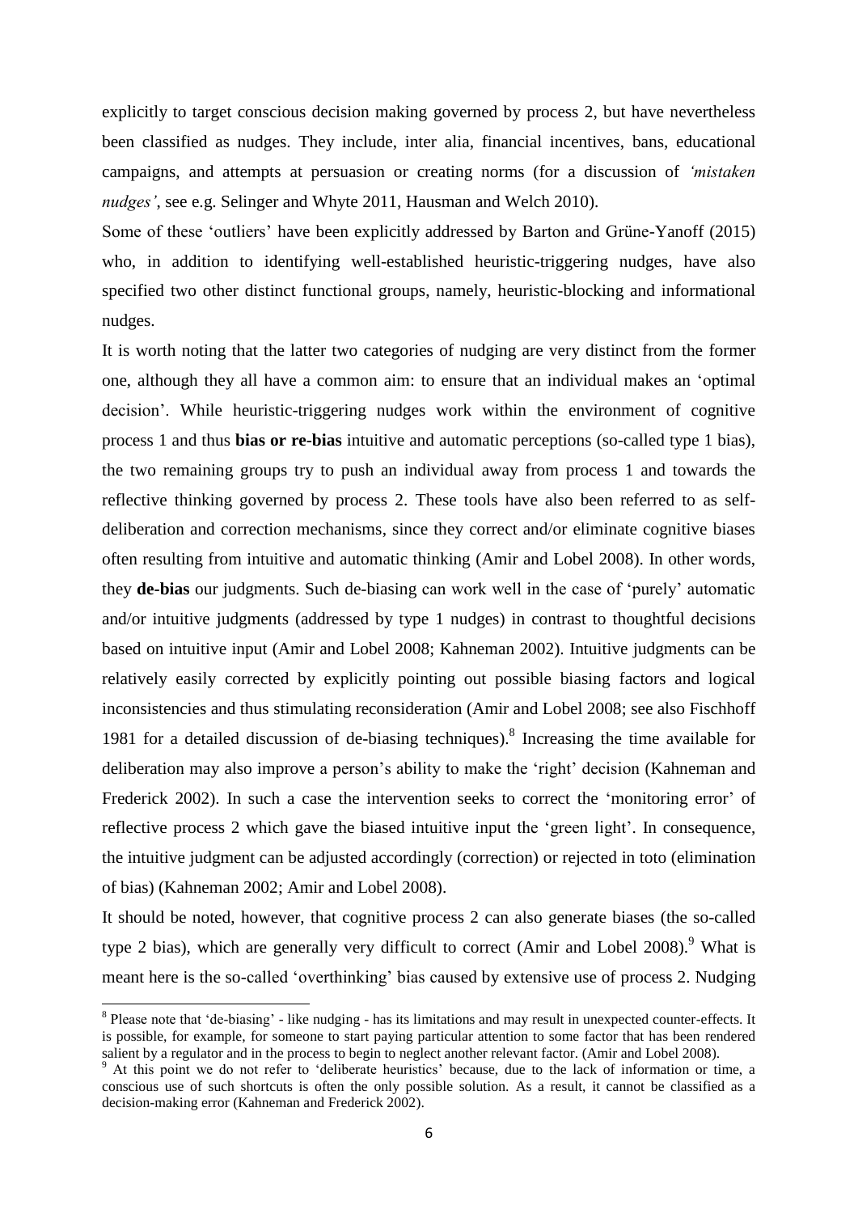explicitly to target conscious decision making governed by process 2, but have nevertheless been classified as nudges. They include, inter alia, financial incentives, bans, educational campaigns, and attempts at persuasion or creating norms (for a discussion of *'mistaken nudges'*, see e.g. Selinger and Whyte 2011, Hausman and Welch 2010).

Some of these 'outliers' have been explicitly addressed by Barton and Grüne-Yanoff (2015) who, in addition to identifying well-established heuristic-triggering nudges, have also specified two other distinct functional groups, namely, heuristic-blocking and informational nudges.

It is worth noting that the latter two categories of nudging are very distinct from the former one, although they all have a common aim: to ensure that an individual makes an 'optimal decision'. While heuristic-triggering nudges work within the environment of cognitive process 1 and thus **bias or re-bias** intuitive and automatic perceptions (so-called type 1 bias), the two remaining groups try to push an individual away from process 1 and towards the reflective thinking governed by process 2. These tools have also been referred to as self-deliberation and correction mechanisms, since they correct and/or eliminate cognitive biases often resulting from intuitive and automatic thinking (Amir and Lobel 2008). In other words, they **de-bias** our judgments. Such de-biasing can work well in the case of 'purely' automatic and/or intuitive judgments (addressed by type 1 nudges) in contrast to thoughtful decisions based on intuitive input (Amir and Lobel 2008; Kahneman 2002). Intuitive judgments can be relatively easily corrected by explicitly pointing out possible biasing factors and logical inconsistencies and thus stimulating reconsideration (Amir and Lobel 2008; see also Fischhoff 1981 for a detailed discussion of de-biasing techniques).[8] Increasing the time available for deliberation may also improve a person's ability to make the 'right' decision (Kahneman and Frederick 2002). In such a case the intervention seeks to correct the 'monitoring error' of reflective process 2 which gave the biased intuitive input the 'green light'. In consequence, the intuitive judgment can be adjusted accordingly (correction) or rejected in toto (elimination of bias) (Kahneman 2002; Amir and Lobel 2008).

It should be noted, however, that cognitive process 2 can also generate biases (the so-called type 2 bias), which are generally very difficult to correct (Amir and Lobel 2008).[9] What is meant here is the so-called 'overthinking' bias caused by extensive use of process 2. Nudging

---

[8] Please note that 'de-biasing' - like nudging - has its limitations and may result in unexpected counter-effects. It is possible, for example, for someone to start paying particular attention to some factor that has been rendered salient by a regulator and in the process to begin to neglect another relevant factor. (Amir and Lobel 2008).

[9] At this point we do not refer to 'deliberate heuristics' because, due to the lack of information or time, a conscious use of such shortcuts is often the only possible solution. As a result, it cannot be classified as a decision-making error (Kahneman and Frederick 2002).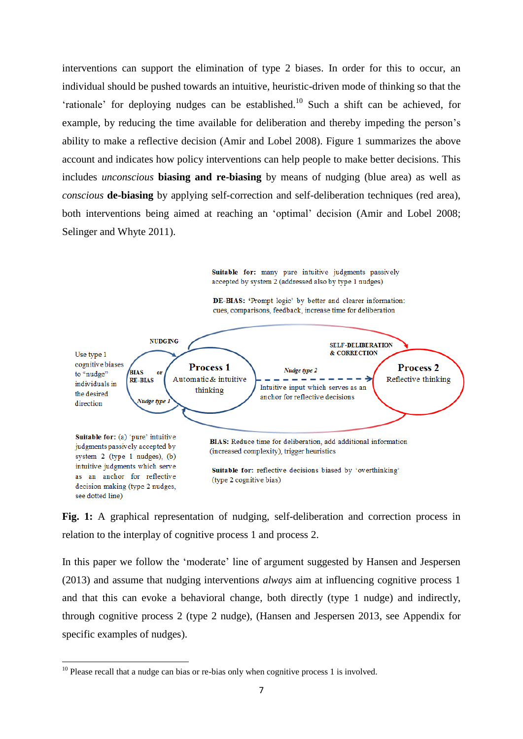interventions can support the elimination of type 2 biases. In order for this to occur, an individual should be pushed towards an intuitive, heuristic-driven mode of thinking so that the 'rationale' for deploying nudges can be established.[10] Such a shift can be achieved, for example, by reducing the time available for deliberation and thereby impeding the person's ability to make a reflective decision (Amir and Lobel 2008). Figure 1 summarizes the above account and indicates how policy interventions can help people to make better decisions. This includes *unconscious* **biasing and re-biasing** by means of nudging (blue area) as well as *conscious* **de-biasing** by applying self-correction and self-deliberation techniques (red area), both interventions being aimed at reaching an 'optimal' decision (Amir and Lobel 2008; Selinger and Whyte 2011).

**Suitable for:** many pure intuitive judgments passively accepted by system 2 (addressed also by type 1 nudges)

**DE-BIAS:** 'Prompt logic' by better and clearer information: cues, comparisons, feedback, increase time for deliberation

NUDGING

SELF-DELIBERATION & CORRECTION

Use type 1 cognitive biases to "nudge" individuals in the desired direction

BIAS or RE-BIAS

*Nudge type 1*

**Process 1**
Automatic & intuitive thinking

*Nudge type 2*

Intuitive input which serves as an anchor for reflective decisions

**Process 2**
Reflective thinking

**Suitable for:** (a) 'pure' intuitive judgments passively accepted by system 2 (type 1 nudges), (b) intuitive judgments which serve as an anchor for reflective decision making (type 2 nudges, see dotted line)

**BIAS:** Reduce time for deliberation, add additional information (increased complexity), trigger heuristics

**Suitable for:** reflective decisions biased by 'overthinking' (type 2 cognitive bias)

**Fig. 1:** A graphical representation of nudging, self-deliberation and correction process in relation to the interplay of cognitive process 1 and process 2.

In this paper we follow the 'moderate' line of argument suggested by Hansen and Jespersen (2013) and assume that nudging interventions *always* aim at influencing cognitive process 1 and that this can evoke a behavioral change, both directly (type 1 nudge) and indirectly, through cognitive process 2 (type 2 nudge), (Hansen and Jespersen 2013, see Appendix for specific examples of nudges).

---

[10] Please recall that a nudge can bias or re-bias only when cognitive process 1 is involved.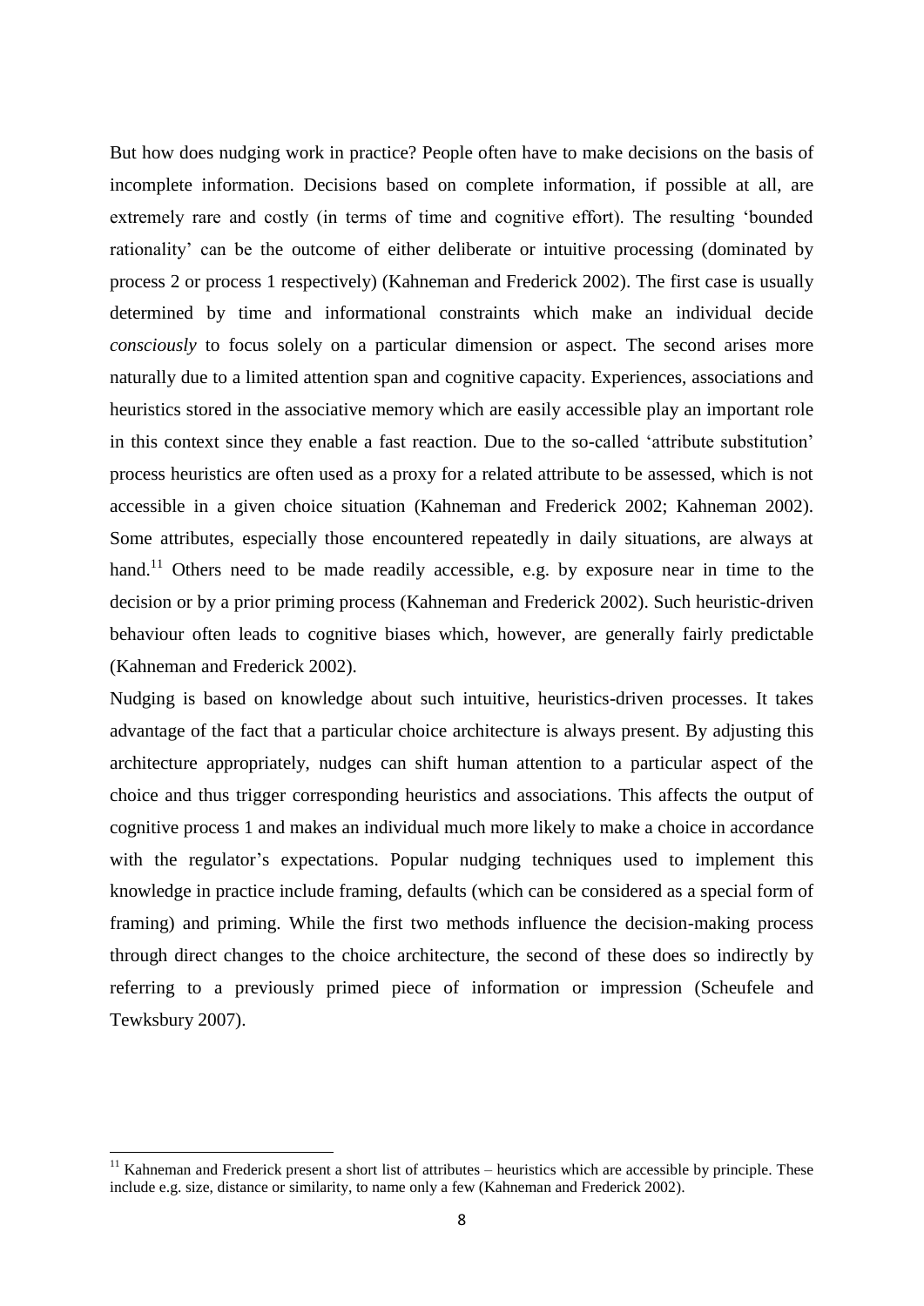But how does nudging work in practice? People often have to make decisions on the basis of incomplete information. Decisions based on complete information, if possible at all, are extremely rare and costly (in terms of time and cognitive effort). The resulting 'bounded rationality' can be the outcome of either deliberate or intuitive processing (dominated by process 2 or process 1 respectively) (Kahneman and Frederick 2002). The first case is usually determined by time and informational constraints which make an individual decide *consciously* to focus solely on a particular dimension or aspect. The second arises more naturally due to a limited attention span and cognitive capacity. Experiences, associations and heuristics stored in the associative memory which are easily accessible play an important role in this context since they enable a fast reaction. Due to the so-called 'attribute substitution' process heuristics are often used as a proxy for a related attribute to be assessed, which is not accessible in a given choice situation (Kahneman and Frederick 2002; Kahneman 2002). Some attributes, especially those encountered repeatedly in daily situations, are always at hand.[11] Others need to be made readily accessible, e.g. by exposure near in time to the decision or by a prior priming process (Kahneman and Frederick 2002). Such heuristic-driven behaviour often leads to cognitive biases which, however, are generally fairly predictable (Kahneman and Frederick 2002).

Nudging is based on knowledge about such intuitive, heuristics-driven processes. It takes advantage of the fact that a particular choice architecture is always present. By adjusting this architecture appropriately, nudges can shift human attention to a particular aspect of the choice and thus trigger corresponding heuristics and associations. This affects the output of cognitive process 1 and makes an individual much more likely to make a choice in accordance with the regulator's expectations. Popular nudging techniques used to implement this knowledge in practice include framing, defaults (which can be considered as a special form of framing) and priming. While the first two methods influence the decision-making process through direct changes to the choice architecture, the second of these does so indirectly by referring to a previously primed piece of information or impression (Scheufele and Tewksbury 2007).

[11] Kahneman and Frederick present a short list of attributes – heuristics which are accessible by principle. These include e.g. size, distance or similarity, to name only a few (Kahneman and Frederick 2002).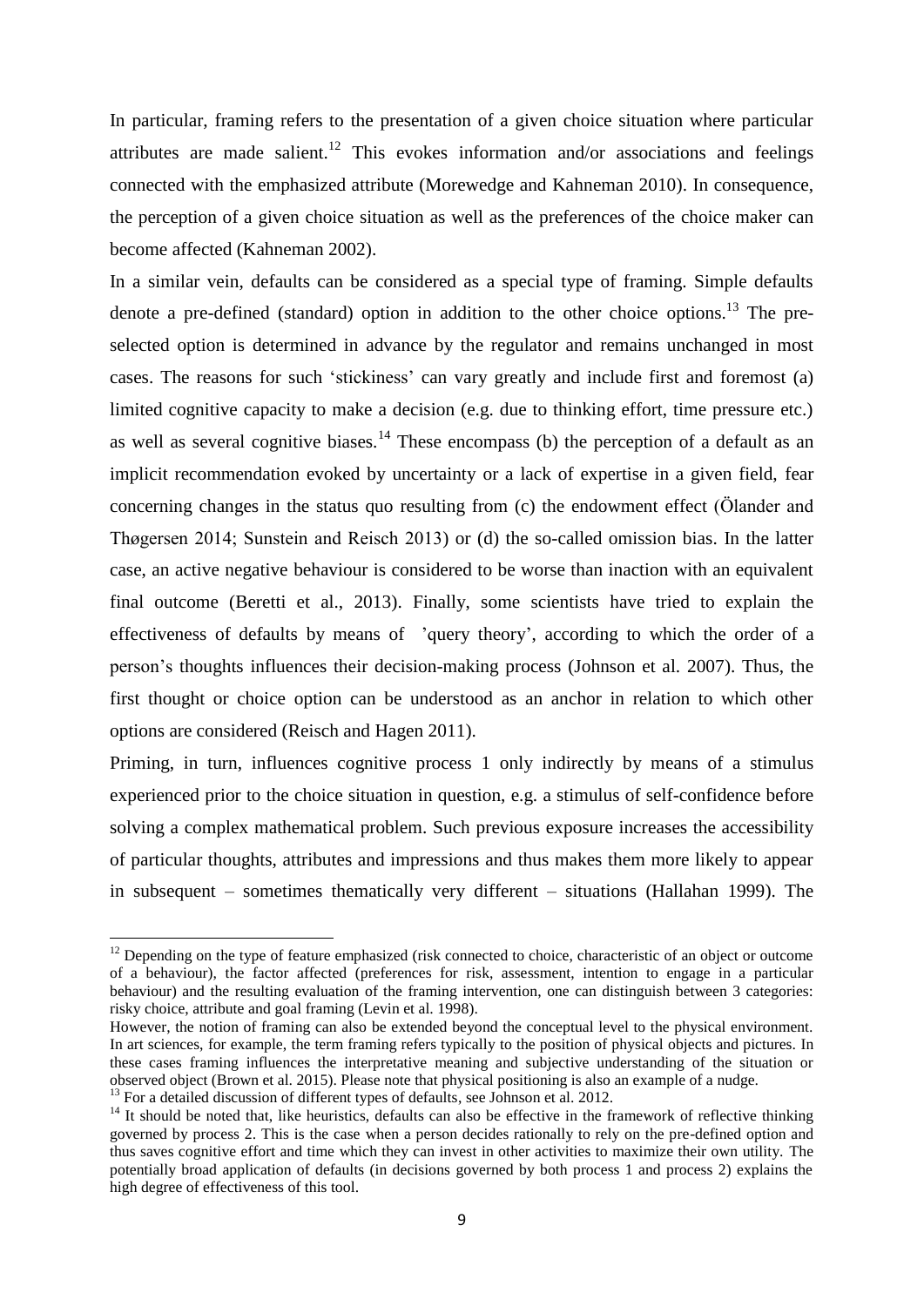In particular, framing refers to the presentation of a given choice situation where particular attributes are made salient.[12] This evokes information and/or associations and feelings connected with the emphasized attribute (Morewedge and Kahneman 2010). In consequence, the perception of a given choice situation as well as the preferences of the choice maker can become affected (Kahneman 2002).

In a similar vein, defaults can be considered as a special type of framing. Simple defaults denote a pre-defined (standard) option in addition to the other choice options.[13] The pre-selected option is determined in advance by the regulator and remains unchanged in most cases. The reasons for such 'stickiness' can vary greatly and include first and foremost (a) limited cognitive capacity to make a decision (e.g. due to thinking effort, time pressure etc.) as well as several cognitive biases.[14] These encompass (b) the perception of a default as an implicit recommendation evoked by uncertainty or a lack of expertise in a given field, fear concerning changes in the status quo resulting from (c) the endowment effect (Ölander and Thøgersen 2014; Sunstein and Reisch 2013) or (d) the so-called omission bias. In the latter case, an active negative behaviour is considered to be worse than inaction with an equivalent final outcome (Beretti et al., 2013). Finally, some scientists have tried to explain the effectiveness of defaults by means of 'query theory', according to which the order of a person's thoughts influences their decision-making process (Johnson et al. 2007). Thus, the first thought or choice option can be understood as an anchor in relation to which other options are considered (Reisch and Hagen 2011).

Priming, in turn, influences cognitive process 1 only indirectly by means of a stimulus experienced prior to the choice situation in question, e.g. a stimulus of self-confidence before solving a complex mathematical problem. Such previous exposure increases the accessibility of particular thoughts, attributes and impressions and thus makes them more likely to appear in subsequent – sometimes thematically very different – situations (Hallahan 1999). The

[12] Depending on the type of feature emphasized (risk connected to choice, characteristic of an object or outcome of a behaviour), the factor affected (preferences for risk, assessment, intention to engage in a particular behaviour) and the resulting evaluation of the framing intervention, one can distinguish between 3 categories: risky choice, attribute and goal framing (Levin et al. 1998).
However, the notion of framing can also be extended beyond the conceptual level to the physical environment. In art sciences, for example, the term framing refers typically to the position of physical objects and pictures. In these cases framing influences the interpretative meaning and subjective understanding of the situation or observed object (Brown et al. 2015). Please note that physical positioning is also an example of a nudge.

[13] For a detailed discussion of different types of defaults, see Johnson et al. 2012.

[14] It should be noted that, like heuristics, defaults can also be effective in the framework of reflective thinking governed by process 2. This is the case when a person decides rationally to rely on the pre-defined option and thus saves cognitive effort and time which they can invest in other activities to maximize their own utility. The potentially broad application of defaults (in decisions governed by both process 1 and process 2) explains the high degree of effectiveness of this tool.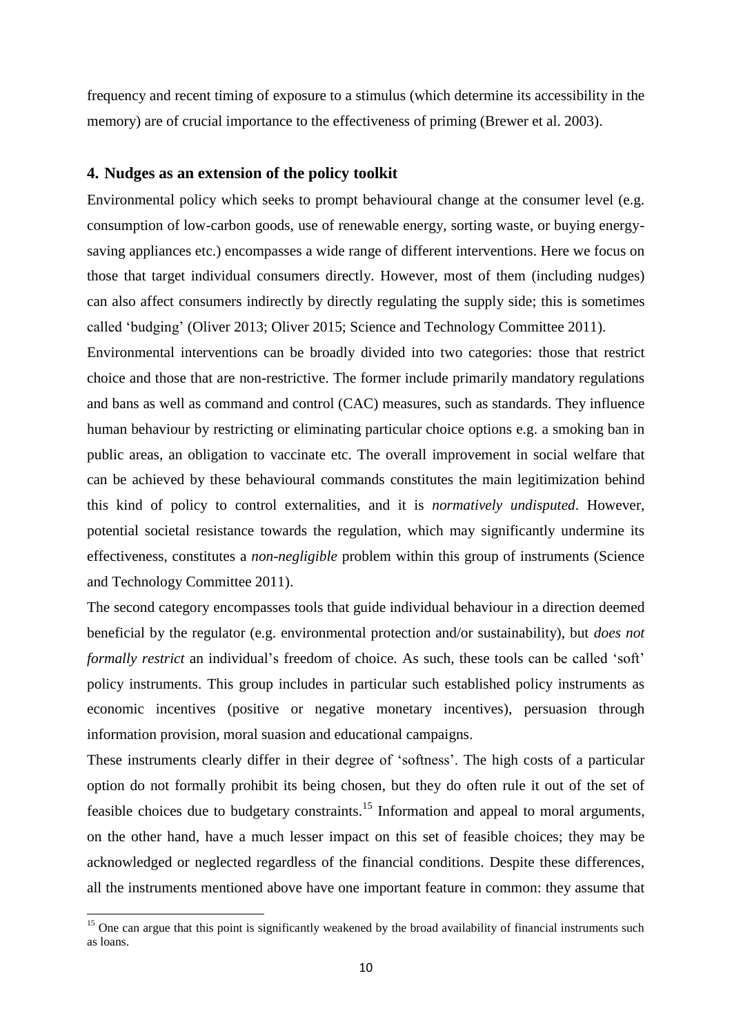frequency and recent timing of exposure to a stimulus (which determine its accessibility in the memory) are of crucial importance to the effectiveness of priming (Brewer et al. 2003).

## 4. Nudges as an extension of the policy toolkit

Environmental policy which seeks to prompt behavioural change at the consumer level (e.g. consumption of low-carbon goods, use of renewable energy, sorting waste, or buying energy-saving appliances etc.) encompasses a wide range of different interventions. Here we focus on those that target individual consumers directly. However, most of them (including nudges) can also affect consumers indirectly by directly regulating the supply side; this is sometimes called 'budging' (Oliver 2013; Oliver 2015; Science and Technology Committee 2011).

Environmental interventions can be broadly divided into two categories: those that restrict choice and those that are non-restrictive. The former include primarily mandatory regulations and bans as well as command and control (CAC) measures, such as standards. They influence human behaviour by restricting or eliminating particular choice options e.g. a smoking ban in public areas, an obligation to vaccinate etc. The overall improvement in social welfare that can be achieved by these behavioural commands constitutes the main legitimization behind this kind of policy to control externalities, and it is *normatively undisputed*. However, potential societal resistance towards the regulation, which may significantly undermine its effectiveness, constitutes a *non-negligible* problem within this group of instruments (Science and Technology Committee 2011).

The second category encompasses tools that guide individual behaviour in a direction deemed beneficial by the regulator (e.g. environmental protection and/or sustainability), but *does not formally restrict* an individual's freedom of choice. As such, these tools can be called 'soft' policy instruments. This group includes in particular such established policy instruments as economic incentives (positive or negative monetary incentives), persuasion through information provision, moral suasion and educational campaigns.

These instruments clearly differ in their degree of 'softness'. The high costs of a particular option do not formally prohibit its being chosen, but they do often rule it out of the set of feasible choices due to budgetary constraints.[15] Information and appeal to moral arguments, on the other hand, have a much lesser impact on this set of feasible choices; they may be acknowledged or neglected regardless of the financial conditions. Despite these differences, all the instruments mentioned above have one important feature in common: they assume that

[15] One can argue that this point is significantly weakened by the broad availability of financial instruments such as loans.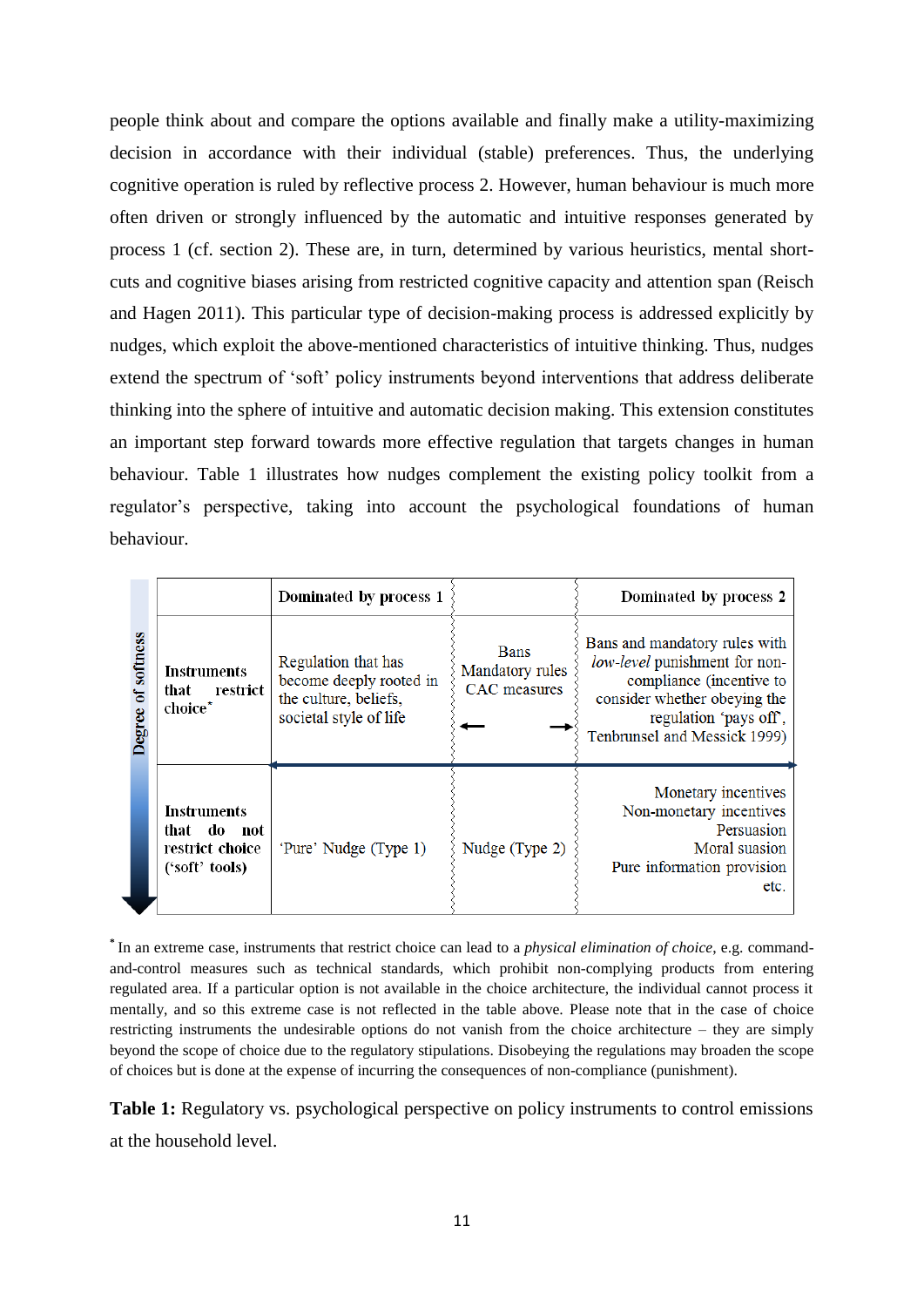people think about and compare the options available and finally make a utility-maximizing decision in accordance with their individual (stable) preferences. Thus, the underlying cognitive operation is ruled by reflective process 2. However, human behaviour is much more often driven or strongly influenced by the automatic and intuitive responses generated by process 1 (cf. section 2). These are, in turn, determined by various heuristics, mental short-cuts and cognitive biases arising from restricted cognitive capacity and attention span (Reisch and Hagen 2011). This particular type of decision-making process is addressed explicitly by nudges, which exploit the above-mentioned characteristics of intuitive thinking. Thus, nudges extend the spectrum of 'soft' policy instruments beyond interventions that address deliberate thinking into the sphere of intuitive and automatic decision making. This extension constitutes an important step forward towards more effective regulation that targets changes in human behaviour. Table 1 illustrates how nudges complement the existing policy toolkit from a regulator's perspective, taking into account the psychological foundations of human behaviour.

| Degree of softness ↓ | | Dominated by process 1 | | Dominated by process 2 |
|---|---|---|---|---|
| | **Instruments that restrict choice*** | Regulation that has become deeply rooted in the culture, beliefs, societal style of life | Bans<br>Mandatory rules<br>CAC measures<br>← → | Bans and mandatory rules with *low-level* punishment for non-compliance (incentive to consider whether obeying the regulation 'pays off', Tenbrunsel and Messick 1999) |
| | **Instruments that do not restrict choice ('soft' tools)** | 'Pure' Nudge (Type 1) | Nudge (Type 2) | Monetary incentives<br>Non-monetary incentives<br>Persuasion<br>Moral suasion<br>Pure information provision<br>etc. |

[*] In an extreme case, instruments that restrict choice can lead to a *physical elimination of choice*, e.g. command-and-control measures such as technical standards, which prohibit non-complying products from entering regulated area. If a particular option is not available in the choice architecture, the individual cannot process it mentally, and so this extreme case is not reflected in the table above. Please note that in the case of choice restricting instruments the undesirable options do not vanish from the choice architecture – they are simply beyond the scope of choice due to the regulatory stipulations. Disobeying the regulations may broaden the scope of choices but is done at the expense of incurring the consequences of non-compliance (punishment).

**Table 1:** Regulatory vs. psychological perspective on policy instruments to control emissions at the household level.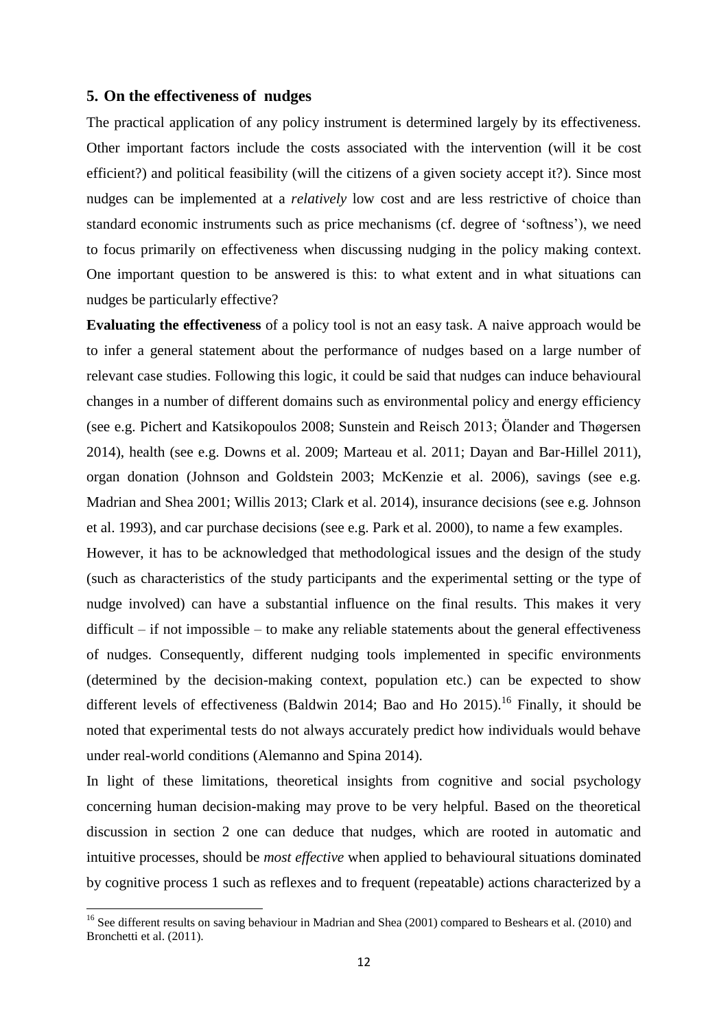## 5. On the effectiveness of nudges

The practical application of any policy instrument is determined largely by its effectiveness. Other important factors include the costs associated with the intervention (will it be cost efficient?) and political feasibility (will the citizens of a given society accept it?). Since most nudges can be implemented at a *relatively* low cost and are less restrictive of choice than standard economic instruments such as price mechanisms (cf. degree of 'softness'), we need to focus primarily on effectiveness when discussing nudging in the policy making context. One important question to be answered is this: to what extent and in what situations can nudges be particularly effective?

**Evaluating the effectiveness** of a policy tool is not an easy task. A naive approach would be to infer a general statement about the performance of nudges based on a large number of relevant case studies. Following this logic, it could be said that nudges can induce behavioural changes in a number of different domains such as environmental policy and energy efficiency (see e.g. Pichert and Katsikopoulos 2008; Sunstein and Reisch 2013; Ölander and Thøgersen 2014), health (see e.g. Downs et al. 2009; Marteau et al. 2011; Dayan and Bar-Hillel 2011), organ donation (Johnson and Goldstein 2003; McKenzie et al. 2006), savings (see e.g. Madrian and Shea 2001; Willis 2013; Clark et al. 2014), insurance decisions (see e.g. Johnson et al. 1993), and car purchase decisions (see e.g. Park et al. 2000), to name a few examples.

However, it has to be acknowledged that methodological issues and the design of the study (such as characteristics of the study participants and the experimental setting or the type of nudge involved) can have a substantial influence on the final results. This makes it very difficult – if not impossible – to make any reliable statements about the general effectiveness of nudges. Consequently, different nudging tools implemented in specific environments (determined by the decision-making context, population etc.) can be expected to show different levels of effectiveness (Baldwin 2014; Bao and Ho 2015).[16] Finally, it should be noted that experimental tests do not always accurately predict how individuals would behave under real-world conditions (Alemanno and Spina 2014).

In light of these limitations, theoretical insights from cognitive and social psychology concerning human decision-making may prove to be very helpful. Based on the theoretical discussion in section 2 one can deduce that nudges, which are rooted in automatic and intuitive processes, should be *most effective* when applied to behavioural situations dominated by cognitive process 1 such as reflexes and to frequent (repeatable) actions characterized by a

[16] See different results on saving behaviour in Madrian and Shea (2001) compared to Beshears et al. (2010) and Bronchetti et al. (2011).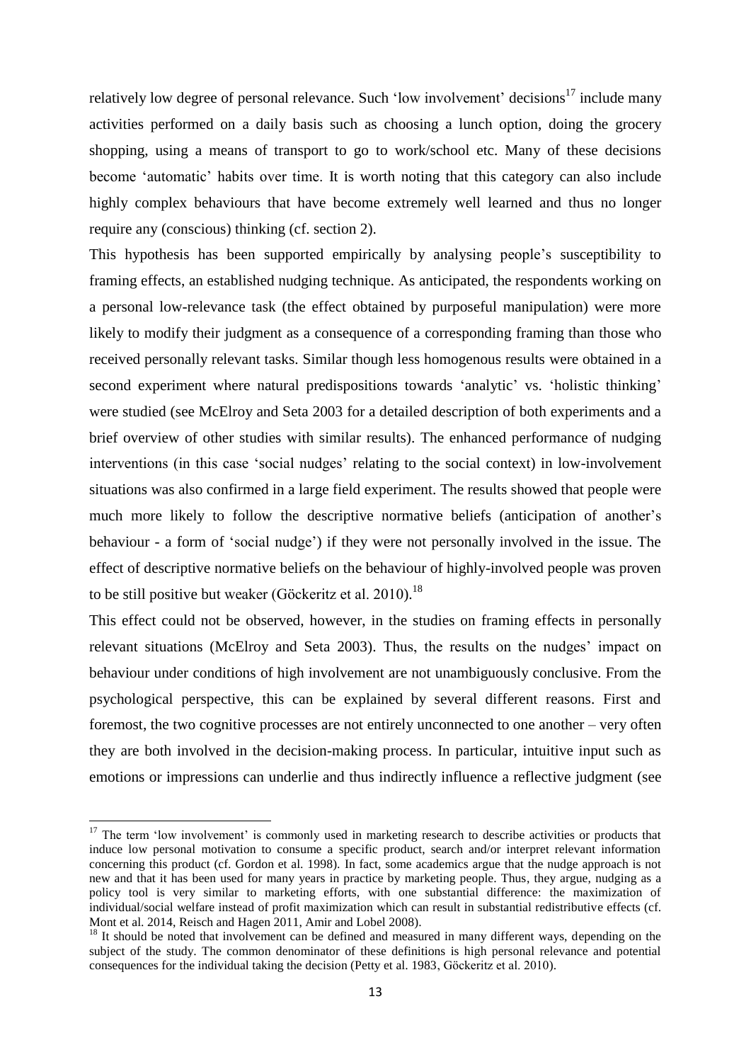relatively low degree of personal relevance. Such 'low involvement' decisions[17] include many activities performed on a daily basis such as choosing a lunch option, doing the grocery shopping, using a means of transport to go to work/school etc. Many of these decisions become 'automatic' habits over time. It is worth noting that this category can also include highly complex behaviours that have become extremely well learned and thus no longer require any (conscious) thinking (cf. section 2).

This hypothesis has been supported empirically by analysing people's susceptibility to framing effects, an established nudging technique. As anticipated, the respondents working on a personal low-relevance task (the effect obtained by purposeful manipulation) were more likely to modify their judgment as a consequence of a corresponding framing than those who received personally relevant tasks. Similar though less homogenous results were obtained in a second experiment where natural predispositions towards 'analytic' vs. 'holistic thinking' were studied (see McElroy and Seta 2003 for a detailed description of both experiments and a brief overview of other studies with similar results). The enhanced performance of nudging interventions (in this case 'social nudges' relating to the social context) in low-involvement situations was also confirmed in a large field experiment. The results showed that people were much more likely to follow the descriptive normative beliefs (anticipation of another's behaviour - a form of 'social nudge') if they were not personally involved in the issue. The effect of descriptive normative beliefs on the behaviour of highly-involved people was proven to be still positive but weaker (Göckeritz et al. 2010).[18]

This effect could not be observed, however, in the studies on framing effects in personally relevant situations (McElroy and Seta 2003). Thus, the results on the nudges' impact on behaviour under conditions of high involvement are not unambiguously conclusive. From the psychological perspective, this can be explained by several different reasons. First and foremost, the two cognitive processes are not entirely unconnected to one another – very often they are both involved in the decision-making process. In particular, intuitive input such as emotions or impressions can underlie and thus indirectly influence a reflective judgment (see

---

[17] The term 'low involvement' is commonly used in marketing research to describe activities or products that induce low personal motivation to consume a specific product, search and/or interpret relevant information concerning this product (cf. Gordon et al. 1998). In fact, some academics argue that the nudge approach is not new and that it has been used for many years in practice by marketing people. Thus, they argue, nudging as a policy tool is very similar to marketing efforts, with one substantial difference: the maximization of individual/social welfare instead of profit maximization which can result in substantial redistributive effects (cf. Mont et al. 2014, Reisch and Hagen 2011, Amir and Lobel 2008).

[18] It should be noted that involvement can be defined and measured in many different ways, depending on the subject of the study. The common denominator of these definitions is high personal relevance and potential consequences for the individual taking the decision (Petty et al. 1983, Göckeritz et al. 2010).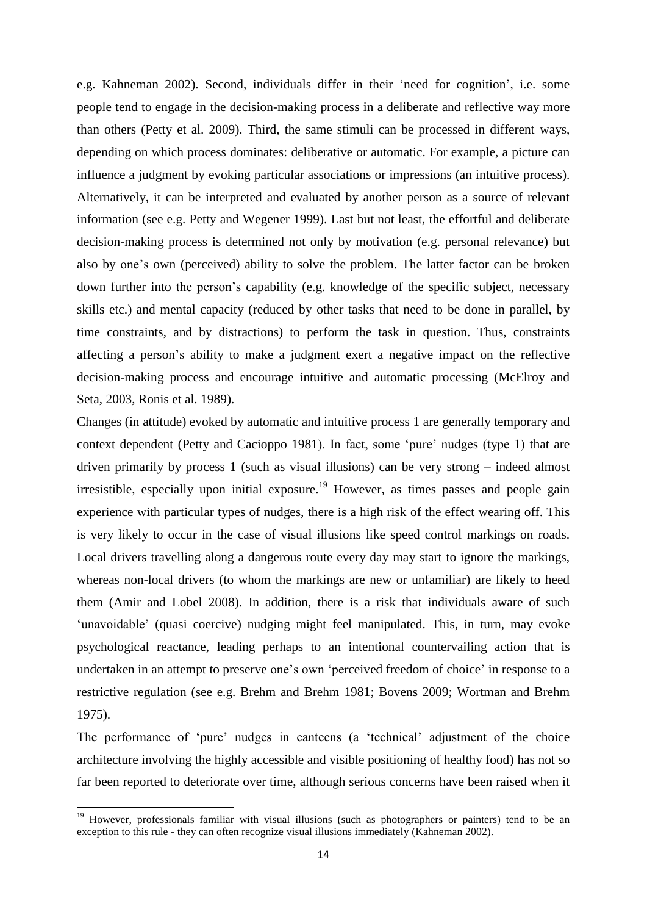e.g. Kahneman 2002). Second, individuals differ in their 'need for cognition', i.e. some people tend to engage in the decision-making process in a deliberate and reflective way more than others (Petty et al. 2009). Third, the same stimuli can be processed in different ways, depending on which process dominates: deliberative or automatic. For example, a picture can influence a judgment by evoking particular associations or impressions (an intuitive process). Alternatively, it can be interpreted and evaluated by another person as a source of relevant information (see e.g. Petty and Wegener 1999). Last but not least, the effortful and deliberate decision-making process is determined not only by motivation (e.g. personal relevance) but also by one's own (perceived) ability to solve the problem. The latter factor can be broken down further into the person's capability (e.g. knowledge of the specific subject, necessary skills etc.) and mental capacity (reduced by other tasks that need to be done in parallel, by time constraints, and by distractions) to perform the task in question. Thus, constraints affecting a person's ability to make a judgment exert a negative impact on the reflective decision-making process and encourage intuitive and automatic processing (McElroy and Seta, 2003, Ronis et al. 1989).

Changes (in attitude) evoked by automatic and intuitive process 1 are generally temporary and context dependent (Petty and Cacioppo 1981). In fact, some 'pure' nudges (type 1) that are driven primarily by process 1 (such as visual illusions) can be very strong – indeed almost irresistible, especially upon initial exposure.[19] However, as times passes and people gain experience with particular types of nudges, there is a high risk of the effect wearing off. This is very likely to occur in the case of visual illusions like speed control markings on roads. Local drivers travelling along a dangerous route every day may start to ignore the markings, whereas non-local drivers (to whom the markings are new or unfamiliar) are likely to heed them (Amir and Lobel 2008). In addition, there is a risk that individuals aware of such 'unavoidable' (quasi coercive) nudging might feel manipulated. This, in turn, may evoke psychological reactance, leading perhaps to an intentional countervailing action that is undertaken in an attempt to preserve one's own 'perceived freedom of choice' in response to a restrictive regulation (see e.g. Brehm and Brehm 1981; Bovens 2009; Wortman and Brehm 1975).

The performance of 'pure' nudges in canteens (a 'technical' adjustment of the choice architecture involving the highly accessible and visible positioning of healthy food) has not so far been reported to deteriorate over time, although serious concerns have been raised when it

[19] However, professionals familiar with visual illusions (such as photographers or painters) tend to be an exception to this rule - they can often recognize visual illusions immediately (Kahneman 2002).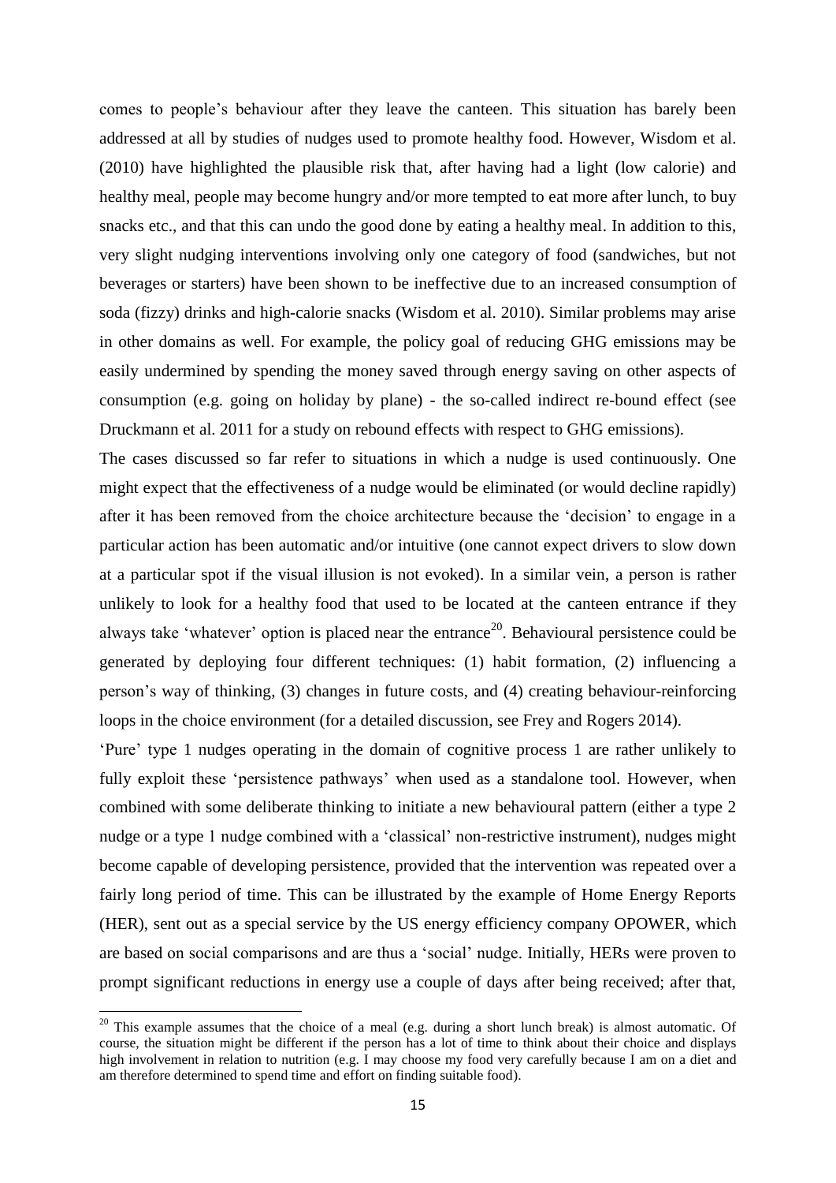comes to people's behaviour after they leave the canteen. This situation has barely been addressed at all by studies of nudges used to promote healthy food. However, Wisdom et al. (2010) have highlighted the plausible risk that, after having had a light (low calorie) and healthy meal, people may become hungry and/or more tempted to eat more after lunch, to buy snacks etc., and that this can undo the good done by eating a healthy meal. In addition to this, very slight nudging interventions involving only one category of food (sandwiches, but not beverages or starters) have been shown to be ineffective due to an increased consumption of soda (fizzy) drinks and high-calorie snacks (Wisdom et al. 2010). Similar problems may arise in other domains as well. For example, the policy goal of reducing GHG emissions may be easily undermined by spending the money saved through energy saving on other aspects of consumption (e.g. going on holiday by plane) - the so-called indirect re-bound effect (see Druckmann et al. 2011 for a study on rebound effects with respect to GHG emissions).

The cases discussed so far refer to situations in which a nudge is used continuously. One might expect that the effectiveness of a nudge would be eliminated (or would decline rapidly) after it has been removed from the choice architecture because the 'decision' to engage in a particular action has been automatic and/or intuitive (one cannot expect drivers to slow down at a particular spot if the visual illusion is not evoked). In a similar vein, a person is rather unlikely to look for a healthy food that used to be located at the canteen entrance if they always take 'whatever' option is placed near the entrance[20]. Behavioural persistence could be generated by deploying four different techniques: (1) habit formation, (2) influencing a person's way of thinking, (3) changes in future costs, and (4) creating behaviour-reinforcing loops in the choice environment (for a detailed discussion, see Frey and Rogers 2014).

'Pure' type 1 nudges operating in the domain of cognitive process 1 are rather unlikely to fully exploit these 'persistence pathways' when used as a standalone tool. However, when combined with some deliberate thinking to initiate a new behavioural pattern (either a type 2 nudge or a type 1 nudge combined with a 'classical' non-restrictive instrument), nudges might become capable of developing persistence, provided that the intervention was repeated over a fairly long period of time. This can be illustrated by the example of Home Energy Reports (HER), sent out as a special service by the US energy efficiency company OPOWER, which are based on social comparisons and are thus a 'social' nudge. Initially, HERs were proven to prompt significant reductions in energy use a couple of days after being received; after that,

[20] This example assumes that the choice of a meal (e.g. during a short lunch break) is almost automatic. Of course, the situation might be different if the person has a lot of time to think about their choice and displays high involvement in relation to nutrition (e.g. I may choose my food very carefully because I am on a diet and am therefore determined to spend time and effort on finding suitable food).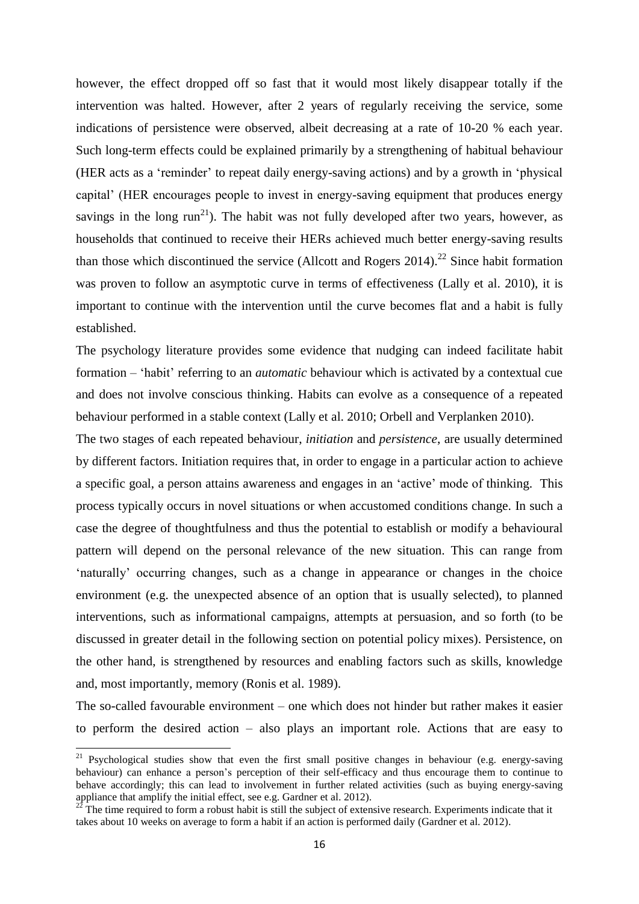however, the effect dropped off so fast that it would most likely disappear totally if the intervention was halted. However, after 2 years of regularly receiving the service, some indications of persistence were observed, albeit decreasing at a rate of 10-20 % each year. Such long-term effects could be explained primarily by a strengthening of habitual behaviour (HER acts as a 'reminder' to repeat daily energy-saving actions) and by a growth in 'physical capital' (HER encourages people to invest in energy-saving equipment that produces energy savings in the long run[21]). The habit was not fully developed after two years, however, as households that continued to receive their HERs achieved much better energy-saving results than those which discontinued the service (Allcott and Rogers 2014).[22] Since habit formation was proven to follow an asymptotic curve in terms of effectiveness (Lally et al. 2010), it is important to continue with the intervention until the curve becomes flat and a habit is fully established.

The psychology literature provides some evidence that nudging can indeed facilitate habit formation – 'habit' referring to an *automatic* behaviour which is activated by a contextual cue and does not involve conscious thinking. Habits can evolve as a consequence of a repeated behaviour performed in a stable context (Lally et al. 2010; Orbell and Verplanken 2010).

The two stages of each repeated behaviour, *initiation* and *persistence*, are usually determined by different factors. Initiation requires that, in order to engage in a particular action to achieve a specific goal, a person attains awareness and engages in an 'active' mode of thinking. This process typically occurs in novel situations or when accustomed conditions change. In such a case the degree of thoughtfulness and thus the potential to establish or modify a behavioural pattern will depend on the personal relevance of the new situation. This can range from 'naturally' occurring changes, such as a change in appearance or changes in the choice environment (e.g. the unexpected absence of an option that is usually selected), to planned interventions, such as informational campaigns, attempts at persuasion, and so forth (to be discussed in greater detail in the following section on potential policy mixes). Persistence, on the other hand, is strengthened by resources and enabling factors such as skills, knowledge and, most importantly, memory (Ronis et al. 1989).

The so-called favourable environment – one which does not hinder but rather makes it easier to perform the desired action – also plays an important role. Actions that are easy to

---

[21] Psychological studies show that even the first small positive changes in behaviour (e.g. energy-saving behaviour) can enhance a person's perception of their self-efficacy and thus encourage them to continue to behave accordingly; this can lead to involvement in further related activities (such as buying energy-saving appliance that amplify the initial effect, see e.g. Gardner et al. 2012).

[22] The time required to form a robust habit is still the subject of extensive research. Experiments indicate that it takes about 10 weeks on average to form a habit if an action is performed daily (Gardner et al. 2012).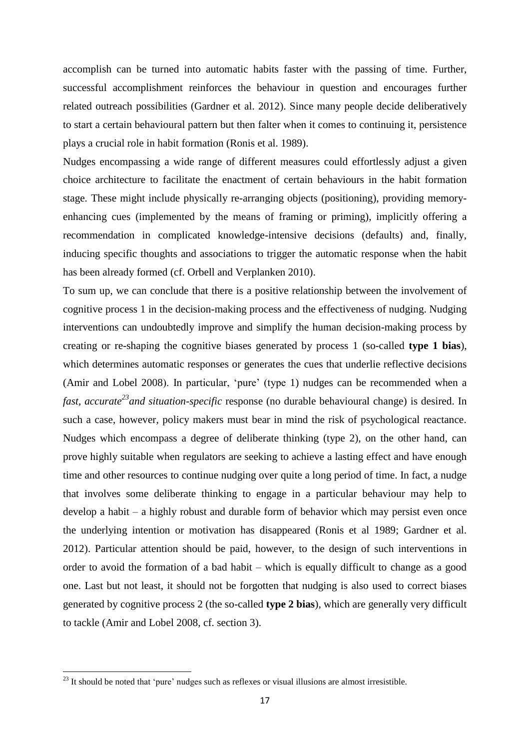accomplish can be turned into automatic habits faster with the passing of time. Further, successful accomplishment reinforces the behaviour in question and encourages further related outreach possibilities (Gardner et al. 2012). Since many people decide deliberatively to start a certain behavioural pattern but then falter when it comes to continuing it, persistence plays a crucial role in habit formation (Ronis et al. 1989).

Nudges encompassing a wide range of different measures could effortlessly adjust a given choice architecture to facilitate the enactment of certain behaviours in the habit formation stage. These might include physically re-arranging objects (positioning), providing memory-enhancing cues (implemented by the means of framing or priming), implicitly offering a recommendation in complicated knowledge-intensive decisions (defaults) and, finally, inducing specific thoughts and associations to trigger the automatic response when the habit has been already formed (cf. Orbell and Verplanken 2010).

To sum up, we can conclude that there is a positive relationship between the involvement of cognitive process 1 in the decision-making process and the effectiveness of nudging. Nudging interventions can undoubtedly improve and simplify the human decision-making process by creating or re-shaping the cognitive biases generated by process 1 (so-called **type 1 bias**), which determines automatic responses or generates the cues that underlie reflective decisions (Amir and Lobel 2008). In particular, 'pure' (type 1) nudges can be recommended when a *fast*, *accurate*[23] *and situation-specific* response (no durable behavioural change) is desired. In such a case, however, policy makers must bear in mind the risk of psychological reactance. Nudges which encompass a degree of deliberate thinking (type 2), on the other hand, can prove highly suitable when regulators are seeking to achieve a lasting effect and have enough time and other resources to continue nudging over quite a long period of time. In fact, a nudge that involves some deliberate thinking to engage in a particular behaviour may help to develop a habit – a highly robust and durable form of behavior which may persist even once the underlying intention or motivation has disappeared (Ronis et al 1989; Gardner et al. 2012). Particular attention should be paid, however, to the design of such interventions in order to avoid the formation of a bad habit – which is equally difficult to change as a good one. Last but not least, it should not be forgotten that nudging is also used to correct biases generated by cognitive process 2 (the so-called **type 2 bias**), which are generally very difficult to tackle (Amir and Lobel 2008, cf. section 3).

[23] It should be noted that 'pure' nudges such as reflexes or visual illusions are almost irresistible.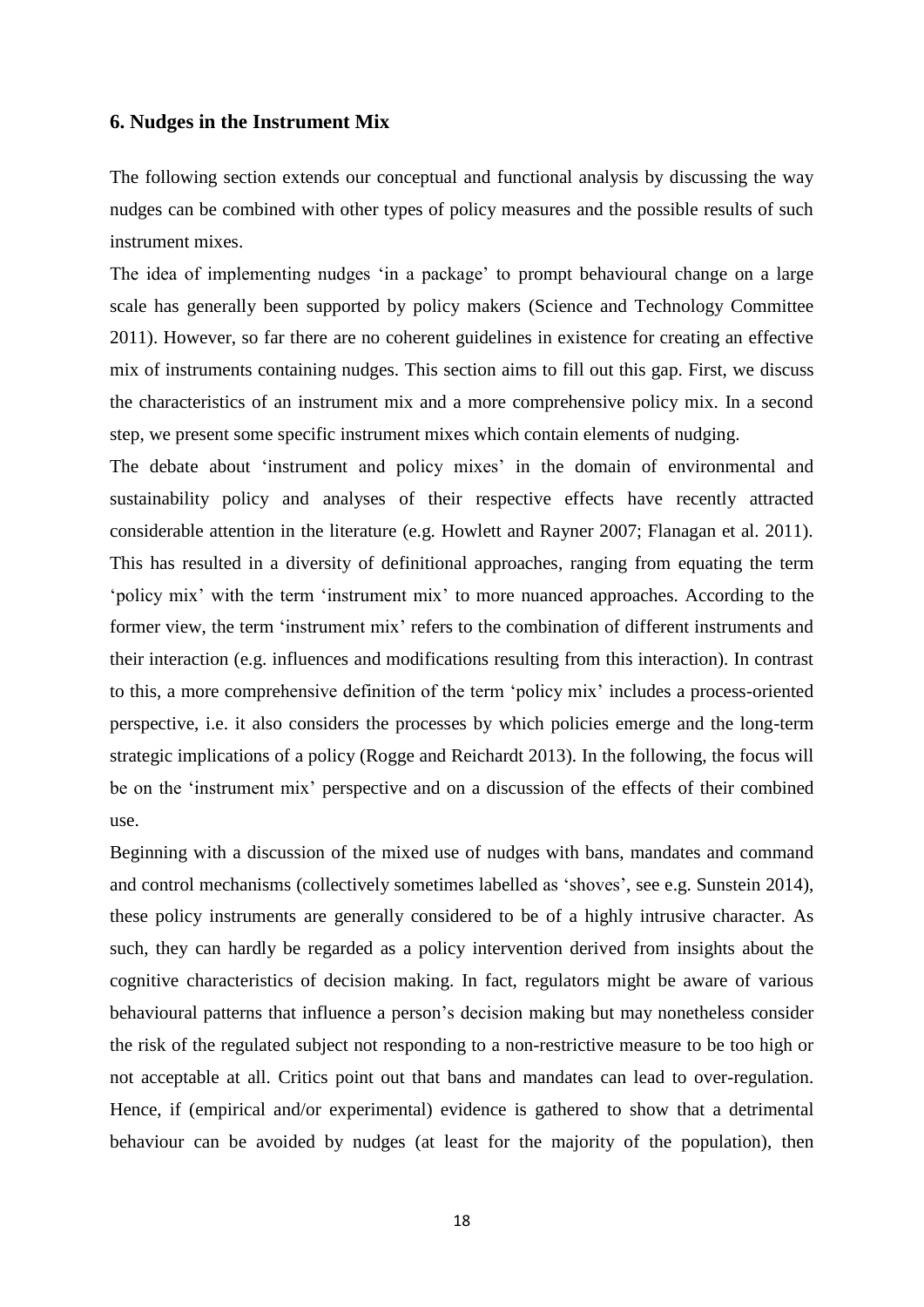## 6. Nudges in the Instrument Mix

The following section extends our conceptual and functional analysis by discussing the way nudges can be combined with other types of policy measures and the possible results of such instrument mixes.

The idea of implementing nudges 'in a package' to prompt behavioural change on a large scale has generally been supported by policy makers (Science and Technology Committee 2011). However, so far there are no coherent guidelines in existence for creating an effective mix of instruments containing nudges. This section aims to fill out this gap. First, we discuss the characteristics of an instrument mix and a more comprehensive policy mix. In a second step, we present some specific instrument mixes which contain elements of nudging.

The debate about 'instrument and policy mixes' in the domain of environmental and sustainability policy and analyses of their respective effects have recently attracted considerable attention in the literature (e.g. Howlett and Rayner 2007; Flanagan et al. 2011). This has resulted in a diversity of definitional approaches, ranging from equating the term 'policy mix' with the term 'instrument mix' to more nuanced approaches. According to the former view, the term 'instrument mix' refers to the combination of different instruments and their interaction (e.g. influences and modifications resulting from this interaction). In contrast to this, a more comprehensive definition of the term 'policy mix' includes a process-oriented perspective, i.e. it also considers the processes by which policies emerge and the long-term strategic implications of a policy (Rogge and Reichardt 2013). In the following, the focus will be on the 'instrument mix' perspective and on a discussion of the effects of their combined use.

Beginning with a discussion of the mixed use of nudges with bans, mandates and command and control mechanisms (collectively sometimes labelled as 'shoves', see e.g. Sunstein 2014), these policy instruments are generally considered to be of a highly intrusive character. As such, they can hardly be regarded as a policy intervention derived from insights about the cognitive characteristics of decision making. In fact, regulators might be aware of various behavioural patterns that influence a person's decision making but may nonetheless consider the risk of the regulated subject not responding to a non-restrictive measure to be too high or not acceptable at all. Critics point out that bans and mandates can lead to over-regulation. Hence, if (empirical and/or experimental) evidence is gathered to show that a detrimental behaviour can be avoided by nudges (at least for the majority of the population), then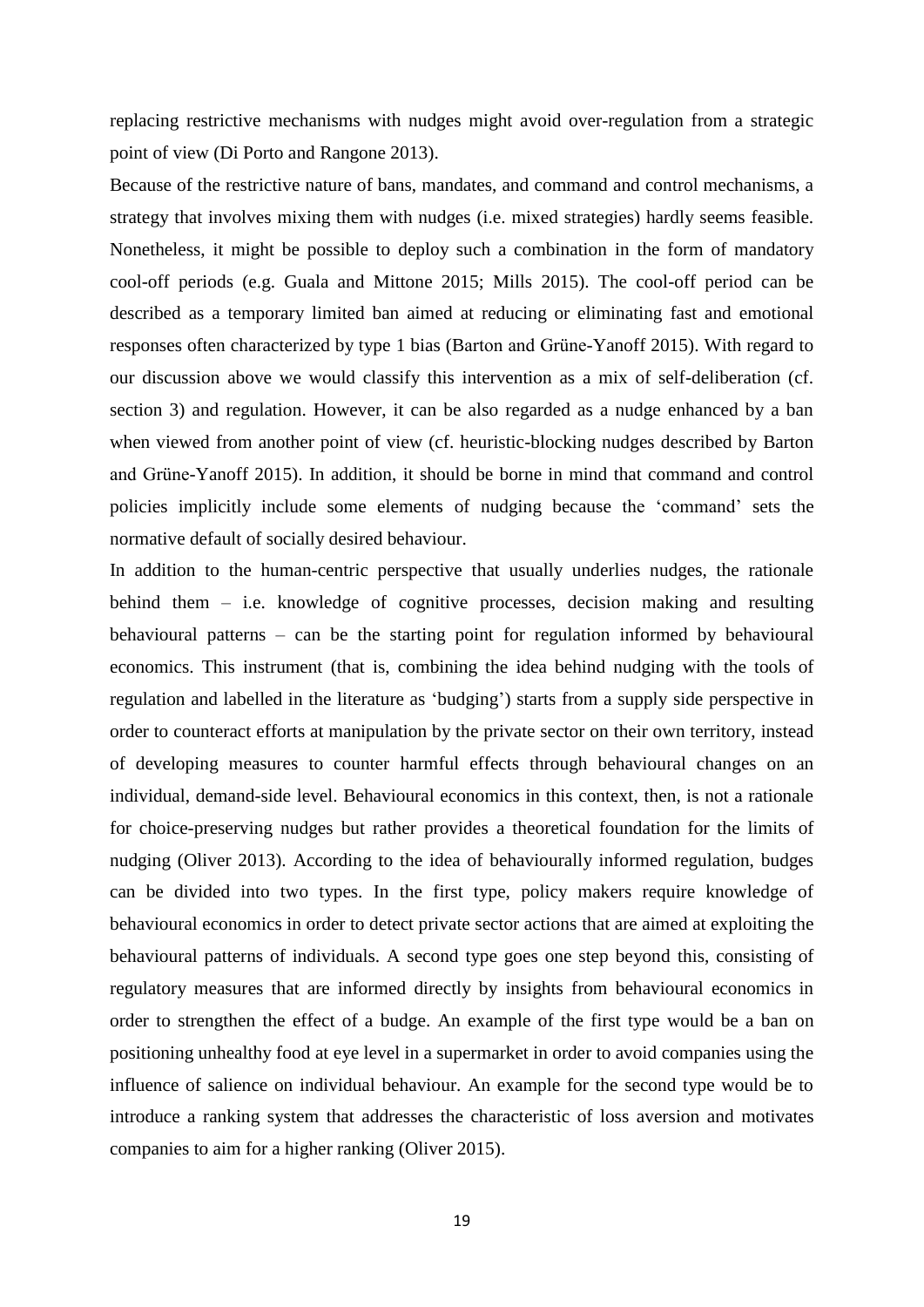replacing restrictive mechanisms with nudges might avoid over-regulation from a strategic point of view (Di Porto and Rangone 2013).

Because of the restrictive nature of bans, mandates, and command and control mechanisms, a strategy that involves mixing them with nudges (i.e. mixed strategies) hardly seems feasible. Nonetheless, it might be possible to deploy such a combination in the form of mandatory cool-off periods (e.g. Guala and Mittone 2015; Mills 2015). The cool-off period can be described as a temporary limited ban aimed at reducing or eliminating fast and emotional responses often characterized by type 1 bias (Barton and Grüne-Yanoff 2015). With regard to our discussion above we would classify this intervention as a mix of self-deliberation (cf. section 3) and regulation. However, it can be also regarded as a nudge enhanced by a ban when viewed from another point of view (cf. heuristic-blocking nudges described by Barton and Grüne-Yanoff 2015). In addition, it should be borne in mind that command and control policies implicitly include some elements of nudging because the 'command' sets the normative default of socially desired behaviour.

In addition to the human-centric perspective that usually underlies nudges, the rationale behind them – i.e. knowledge of cognitive processes, decision making and resulting behavioural patterns – can be the starting point for regulation informed by behavioural economics. This instrument (that is, combining the idea behind nudging with the tools of regulation and labelled in the literature as 'budging') starts from a supply side perspective in order to counteract efforts at manipulation by the private sector on their own territory, instead of developing measures to counter harmful effects through behavioural changes on an individual, demand-side level. Behavioural economics in this context, then, is not a rationale for choice-preserving nudges but rather provides a theoretical foundation for the limits of nudging (Oliver 2013). According to the idea of behaviourally informed regulation, budges can be divided into two types. In the first type, policy makers require knowledge of behavioural economics in order to detect private sector actions that are aimed at exploiting the behavioural patterns of individuals. A second type goes one step beyond this, consisting of regulatory measures that are informed directly by insights from behavioural economics in order to strengthen the effect of a budge. An example of the first type would be a ban on positioning unhealthy food at eye level in a supermarket in order to avoid companies using the influence of salience on individual behaviour. An example for the second type would be to introduce a ranking system that addresses the characteristic of loss aversion and motivates companies to aim for a higher ranking (Oliver 2015).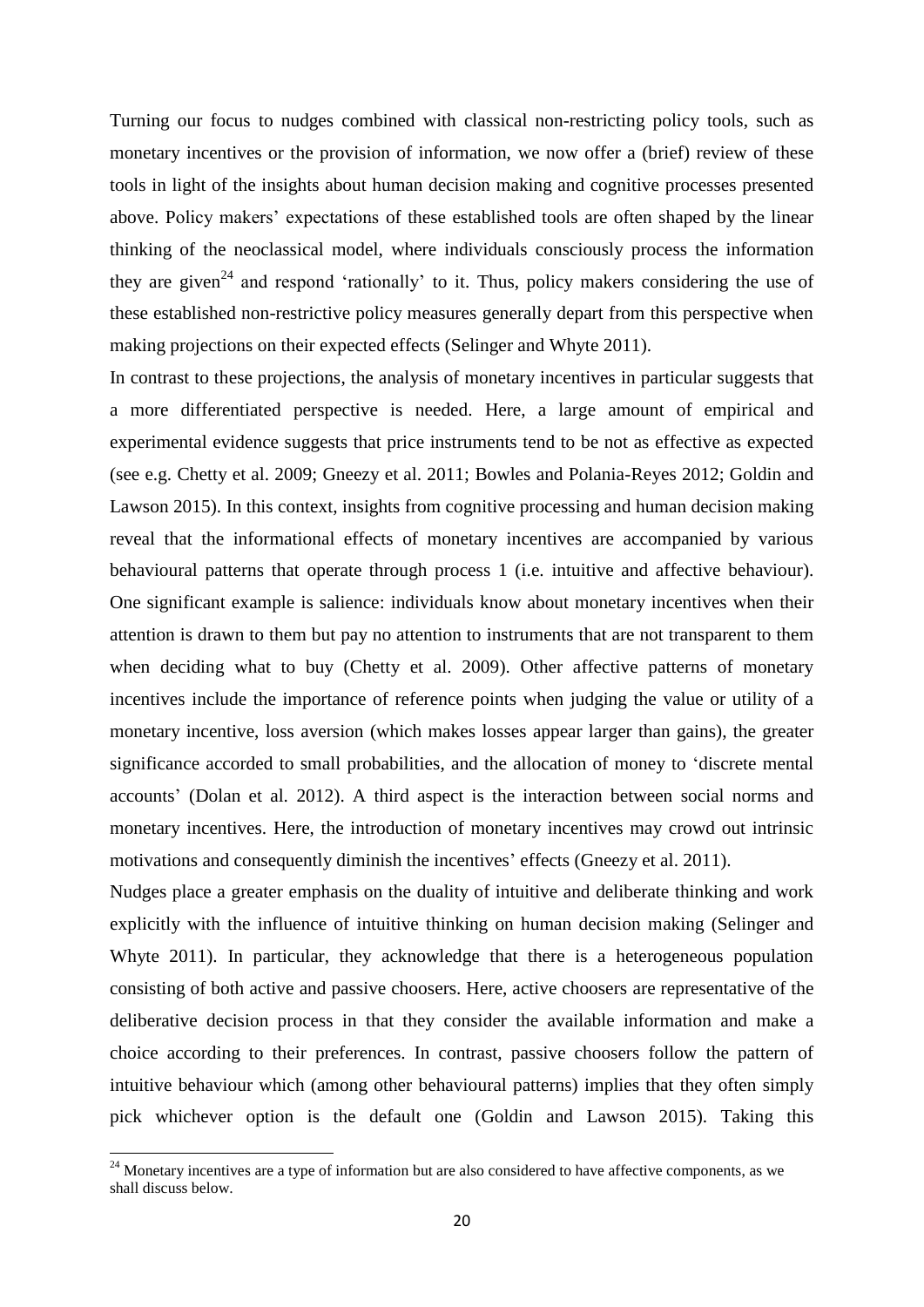Turning our focus to nudges combined with classical non-restricting policy tools, such as monetary incentives or the provision of information, we now offer a (brief) review of these tools in light of the insights about human decision making and cognitive processes presented above. Policy makers' expectations of these established tools are often shaped by the linear thinking of the neoclassical model, where individuals consciously process the information they are given[24] and respond 'rationally' to it. Thus, policy makers considering the use of these established non-restrictive policy measures generally depart from this perspective when making projections on their expected effects (Selinger and Whyte 2011).

In contrast to these projections, the analysis of monetary incentives in particular suggests that a more differentiated perspective is needed. Here, a large amount of empirical and experimental evidence suggests that price instruments tend to be not as effective as expected (see e.g. Chetty et al. 2009; Gneezy et al. 2011; Bowles and Polania-Reyes 2012; Goldin and Lawson 2015). In this context, insights from cognitive processing and human decision making reveal that the informational effects of monetary incentives are accompanied by various behavioural patterns that operate through process 1 (i.e. intuitive and affective behaviour). One significant example is salience: individuals know about monetary incentives when their attention is drawn to them but pay no attention to instruments that are not transparent to them when deciding what to buy (Chetty et al. 2009). Other affective patterns of monetary incentives include the importance of reference points when judging the value or utility of a monetary incentive, loss aversion (which makes losses appear larger than gains), the greater significance accorded to small probabilities, and the allocation of money to 'discrete mental accounts' (Dolan et al. 2012). A third aspect is the interaction between social norms and monetary incentives. Here, the introduction of monetary incentives may crowd out intrinsic motivations and consequently diminish the incentives' effects (Gneezy et al. 2011).

Nudges place a greater emphasis on the duality of intuitive and deliberate thinking and work explicitly with the influence of intuitive thinking on human decision making (Selinger and Whyte 2011). In particular, they acknowledge that there is a heterogeneous population consisting of both active and passive choosers. Here, active choosers are representative of the deliberative decision process in that they consider the available information and make a choice according to their preferences. In contrast, passive choosers follow the pattern of intuitive behaviour which (among other behavioural patterns) implies that they often simply pick whichever option is the default one (Goldin and Lawson 2015). Taking this

[24] Monetary incentives are a type of information but are also considered to have affective components, as we shall discuss below.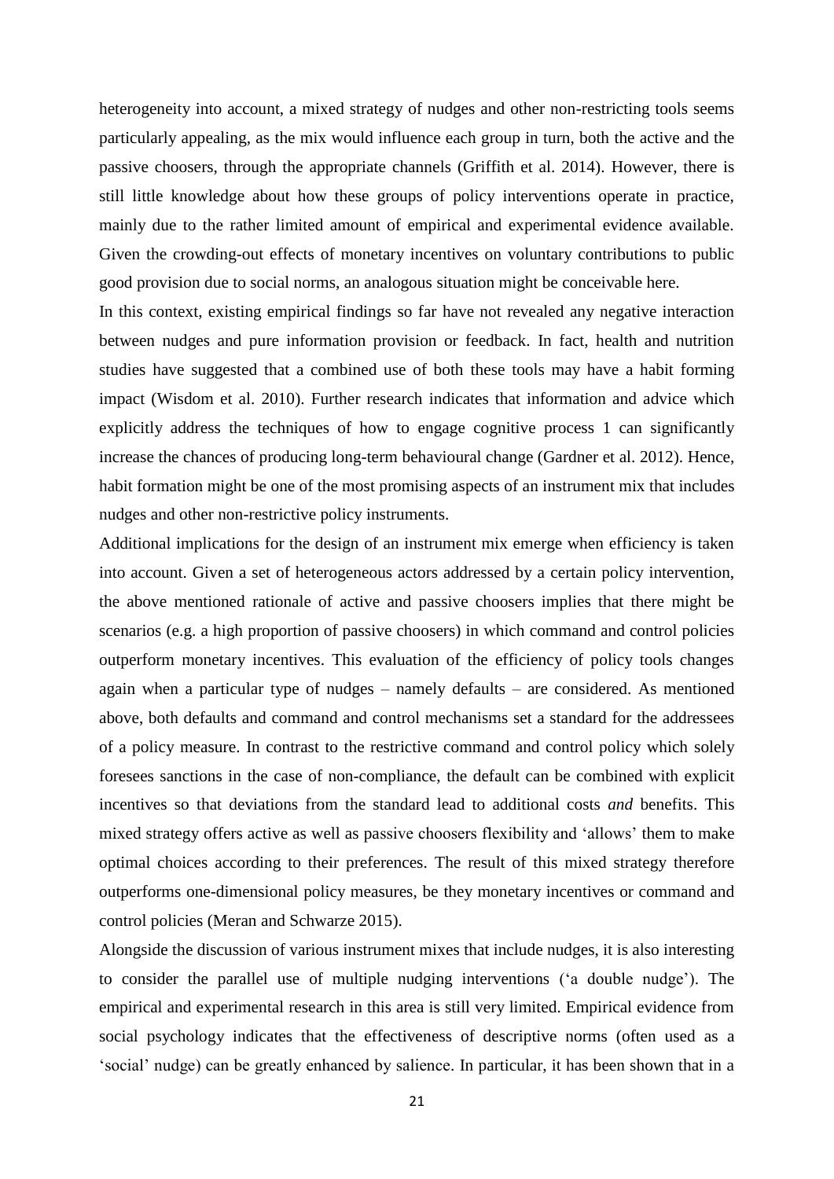heterogeneity into account, a mixed strategy of nudges and other non-restricting tools seems particularly appealing, as the mix would influence each group in turn, both the active and the passive choosers, through the appropriate channels (Griffith et al. 2014). However, there is still little knowledge about how these groups of policy interventions operate in practice, mainly due to the rather limited amount of empirical and experimental evidence available. Given the crowding-out effects of monetary incentives on voluntary contributions to public good provision due to social norms, an analogous situation might be conceivable here.

In this context, existing empirical findings so far have not revealed any negative interaction between nudges and pure information provision or feedback. In fact, health and nutrition studies have suggested that a combined use of both these tools may have a habit forming impact (Wisdom et al. 2010). Further research indicates that information and advice which explicitly address the techniques of how to engage cognitive process 1 can significantly increase the chances of producing long-term behavioural change (Gardner et al. 2012). Hence, habit formation might be one of the most promising aspects of an instrument mix that includes nudges and other non-restrictive policy instruments.

Additional implications for the design of an instrument mix emerge when efficiency is taken into account. Given a set of heterogeneous actors addressed by a certain policy intervention, the above mentioned rationale of active and passive choosers implies that there might be scenarios (e.g. a high proportion of passive choosers) in which command and control policies outperform monetary incentives. This evaluation of the efficiency of policy tools changes again when a particular type of nudges – namely defaults – are considered. As mentioned above, both defaults and command and control mechanisms set a standard for the addressees of a policy measure. In contrast to the restrictive command and control policy which solely foresees sanctions in the case of non-compliance, the default can be combined with explicit incentives so that deviations from the standard lead to additional costs *and* benefits. This mixed strategy offers active as well as passive choosers flexibility and 'allows' them to make optimal choices according to their preferences. The result of this mixed strategy therefore outperforms one-dimensional policy measures, be they monetary incentives or command and control policies (Meran and Schwarze 2015).

Alongside the discussion of various instrument mixes that include nudges, it is also interesting to consider the parallel use of multiple nudging interventions ('a double nudge'). The empirical and experimental research in this area is still very limited. Empirical evidence from social psychology indicates that the effectiveness of descriptive norms (often used as a 'social' nudge) can be greatly enhanced by salience. In particular, it has been shown that in a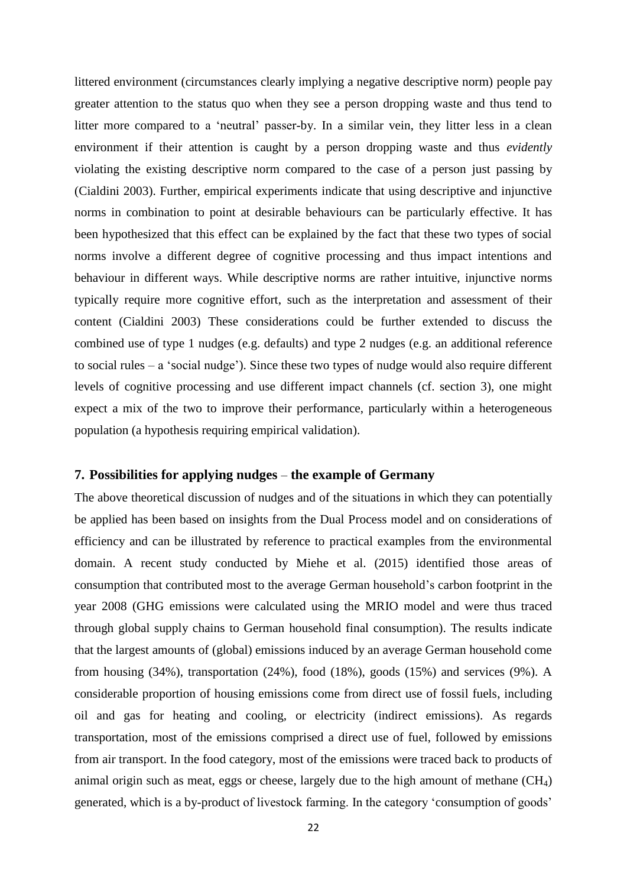littered environment (circumstances clearly implying a negative descriptive norm) people pay greater attention to the status quo when they see a person dropping waste and thus tend to litter more compared to a 'neutral' passer-by. In a similar vein, they litter less in a clean environment if their attention is caught by a person dropping waste and thus *evidently* violating the existing descriptive norm compared to the case of a person just passing by (Cialdini 2003). Further, empirical experiments indicate that using descriptive and injunctive norms in combination to point at desirable behaviours can be particularly effective. It has been hypothesized that this effect can be explained by the fact that these two types of social norms involve a different degree of cognitive processing and thus impact intentions and behaviour in different ways. While descriptive norms are rather intuitive, injunctive norms typically require more cognitive effort, such as the interpretation and assessment of their content (Cialdini 2003) These considerations could be further extended to discuss the combined use of type 1 nudges (e.g. defaults) and type 2 nudges (e.g. an additional reference to social rules – a 'social nudge'). Since these two types of nudge would also require different levels of cognitive processing and use different impact channels (cf. section 3), one might expect a mix of the two to improve their performance, particularly within a heterogeneous population (a hypothesis requiring empirical validation).

## 7. Possibilities for applying nudges – the example of Germany

The above theoretical discussion of nudges and of the situations in which they can potentially be applied has been based on insights from the Dual Process model and on considerations of efficiency and can be illustrated by reference to practical examples from the environmental domain. A recent study conducted by Miehe et al. (2015) identified those areas of consumption that contributed most to the average German household's carbon footprint in the year 2008 (GHG emissions were calculated using the MRIO model and were thus traced through global supply chains to German household final consumption). The results indicate that the largest amounts of (global) emissions induced by an average German household come from housing (34%), transportation (24%), food (18%), goods (15%) and services (9%). A considerable proportion of housing emissions come from direct use of fossil fuels, including oil and gas for heating and cooling, or electricity (indirect emissions). As regards transportation, most of the emissions comprised a direct use of fuel, followed by emissions from air transport. In the food category, most of the emissions were traced back to products of animal origin such as meat, eggs or cheese, largely due to the high amount of methane ($CH_4$) generated, which is a by-product of livestock farming. In the category 'consumption of goods'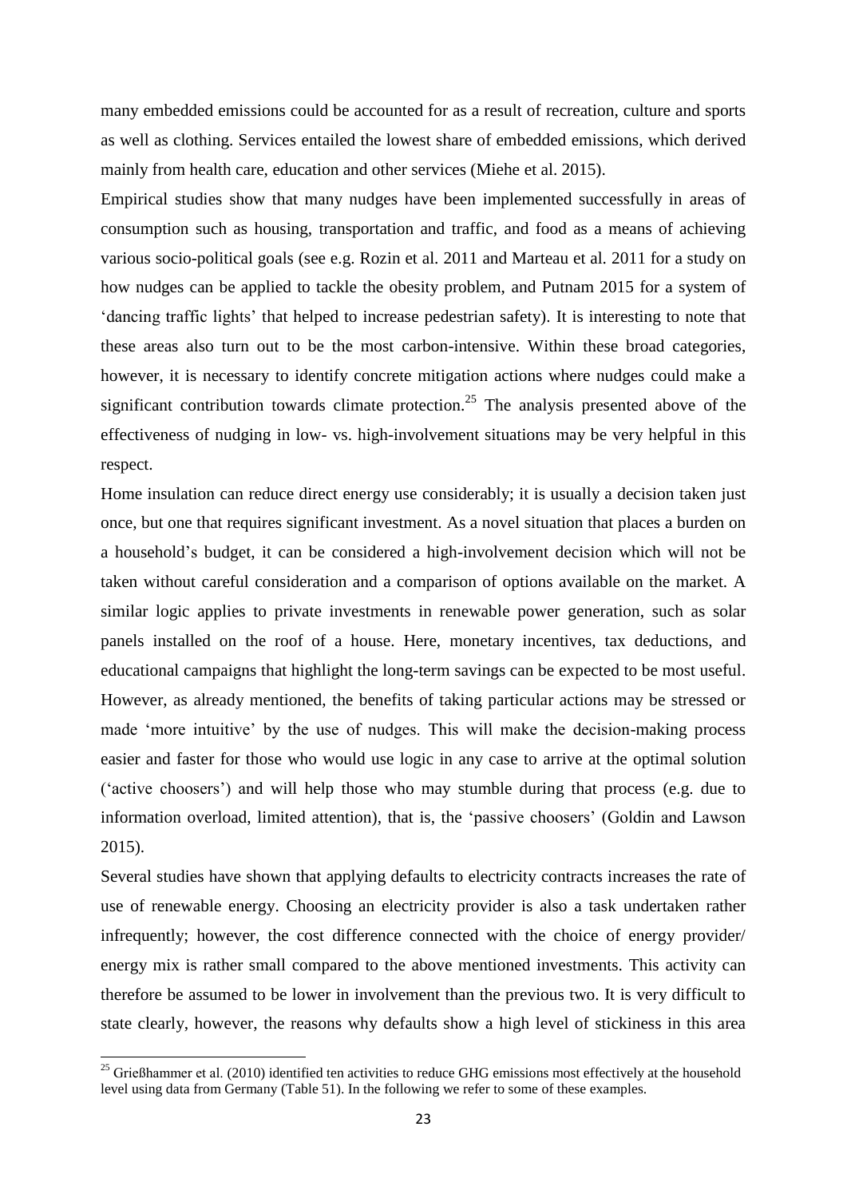many embedded emissions could be accounted for as a result of recreation, culture and sports as well as clothing. Services entailed the lowest share of embedded emissions, which derived mainly from health care, education and other services (Miehe et al. 2015).

Empirical studies show that many nudges have been implemented successfully in areas of consumption such as housing, transportation and traffic, and food as a means of achieving various socio-political goals (see e.g. Rozin et al. 2011 and Marteau et al. 2011 for a study on how nudges can be applied to tackle the obesity problem, and Putnam 2015 for a system of 'dancing traffic lights' that helped to increase pedestrian safety). It is interesting to note that these areas also turn out to be the most carbon-intensive. Within these broad categories, however, it is necessary to identify concrete mitigation actions where nudges could make a significant contribution towards climate protection.[25] The analysis presented above of the effectiveness of nudging in low- vs. high-involvement situations may be very helpful in this respect.

Home insulation can reduce direct energy use considerably; it is usually a decision taken just once, but one that requires significant investment. As a novel situation that places a burden on a household's budget, it can be considered a high-involvement decision which will not be taken without careful consideration and a comparison of options available on the market. A similar logic applies to private investments in renewable power generation, such as solar panels installed on the roof of a house. Here, monetary incentives, tax deductions, and educational campaigns that highlight the long-term savings can be expected to be most useful. However, as already mentioned, the benefits of taking particular actions may be stressed or made 'more intuitive' by the use of nudges. This will make the decision-making process easier and faster for those who would use logic in any case to arrive at the optimal solution ('active choosers') and will help those who may stumble during that process (e.g. due to information overload, limited attention), that is, the 'passive choosers' (Goldin and Lawson 2015).

Several studies have shown that applying defaults to electricity contracts increases the rate of use of renewable energy. Choosing an electricity provider is also a task undertaken rather infrequently; however, the cost difference connected with the choice of energy provider/ energy mix is rather small compared to the above mentioned investments. This activity can therefore be assumed to be lower in involvement than the previous two. It is very difficult to state clearly, however, the reasons why defaults show a high level of stickiness in this area

---

[25] Grießhammer et al. (2010) identified ten activities to reduce GHG emissions most effectively at the household level using data from Germany (Table 51). In the following we refer to some of these examples.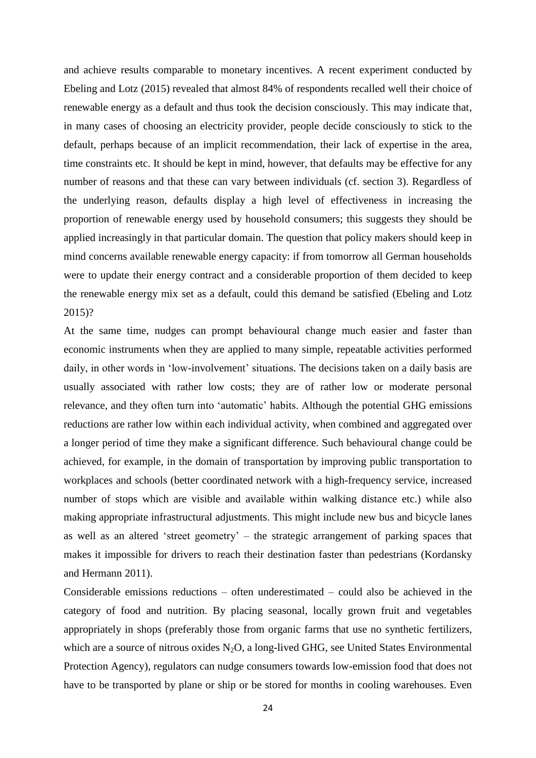and achieve results comparable to monetary incentives. A recent experiment conducted by Ebeling and Lotz (2015) revealed that almost 84% of respondents recalled well their choice of renewable energy as a default and thus took the decision consciously. This may indicate that, in many cases of choosing an electricity provider, people decide consciously to stick to the default, perhaps because of an implicit recommendation, their lack of expertise in the area, time constraints etc. It should be kept in mind, however, that defaults may be effective for any number of reasons and that these can vary between individuals (cf. section 3). Regardless of the underlying reason, defaults display a high level of effectiveness in increasing the proportion of renewable energy used by household consumers; this suggests they should be applied increasingly in that particular domain. The question that policy makers should keep in mind concerns available renewable energy capacity: if from tomorrow all German households were to update their energy contract and a considerable proportion of them decided to keep the renewable energy mix set as a default, could this demand be satisfied (Ebeling and Lotz 2015)?

At the same time, nudges can prompt behavioural change much easier and faster than economic instruments when they are applied to many simple, repeatable activities performed daily, in other words in 'low-involvement' situations. The decisions taken on a daily basis are usually associated with rather low costs; they are of rather low or moderate personal relevance, and they often turn into 'automatic' habits. Although the potential GHG emissions reductions are rather low within each individual activity, when combined and aggregated over a longer period of time they make a significant difference. Such behavioural change could be achieved, for example, in the domain of transportation by improving public transportation to workplaces and schools (better coordinated network with a high-frequency service, increased number of stops which are visible and available within walking distance etc.) while also making appropriate infrastructural adjustments. This might include new bus and bicycle lanes as well as an altered 'street geometry' – the strategic arrangement of parking spaces that makes it impossible for drivers to reach their destination faster than pedestrians (Kordansky and Hermann 2011).

Considerable emissions reductions – often underestimated – could also be achieved in the category of food and nutrition. By placing seasonal, locally grown fruit and vegetables appropriately in shops (preferably those from organic farms that use no synthetic fertilizers, which are a source of nitrous oxides $N_2O$, a long-lived GHG, see United States Environmental Protection Agency), regulators can nudge consumers towards low-emission food that does not have to be transported by plane or ship or be stored for months in cooling warehouses. Even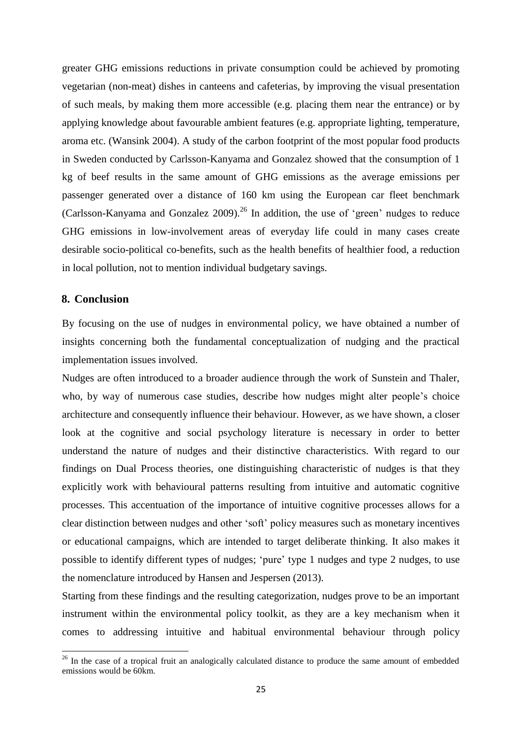greater GHG emissions reductions in private consumption could be achieved by promoting vegetarian (non-meat) dishes in canteens and cafeterias, by improving the visual presentation of such meals, by making them more accessible (e.g. placing them near the entrance) or by applying knowledge about favourable ambient features (e.g. appropriate lighting, temperature, aroma etc. (Wansink 2004). A study of the carbon footprint of the most popular food products in Sweden conducted by Carlsson-Kanyama and Gonzalez showed that the consumption of 1 kg of beef results in the same amount of GHG emissions as the average emissions per passenger generated over a distance of 160 km using the European car fleet benchmark (Carlsson-Kanyama and Gonzalez 2009).[26] In addition, the use of 'green' nudges to reduce GHG emissions in low-involvement areas of everyday life could in many cases create desirable socio-political co-benefits, such as the health benefits of healthier food, a reduction in local pollution, not to mention individual budgetary savings.

## 8. Conclusion

By focusing on the use of nudges in environmental policy, we have obtained a number of insights concerning both the fundamental conceptualization of nudging and the practical implementation issues involved.

Nudges are often introduced to a broader audience through the work of Sunstein and Thaler, who, by way of numerous case studies, describe how nudges might alter people's choice architecture and consequently influence their behaviour. However, as we have shown, a closer look at the cognitive and social psychology literature is necessary in order to better understand the nature of nudges and their distinctive characteristics. With regard to our findings on Dual Process theories, one distinguishing characteristic of nudges is that they explicitly work with behavioural patterns resulting from intuitive and automatic cognitive processes. This accentuation of the importance of intuitive cognitive processes allows for a clear distinction between nudges and other 'soft' policy measures such as monetary incentives or educational campaigns, which are intended to target deliberate thinking. It also makes it possible to identify different types of nudges; 'pure' type 1 nudges and type 2 nudges, to use the nomenclature introduced by Hansen and Jespersen (2013).

Starting from these findings and the resulting categorization, nudges prove to be an important instrument within the environmental policy toolkit, as they are a key mechanism when it comes to addressing intuitive and habitual environmental behaviour through policy

[26] In the case of a tropical fruit an analogically calculated distance to produce the same amount of embedded emissions would be 60km.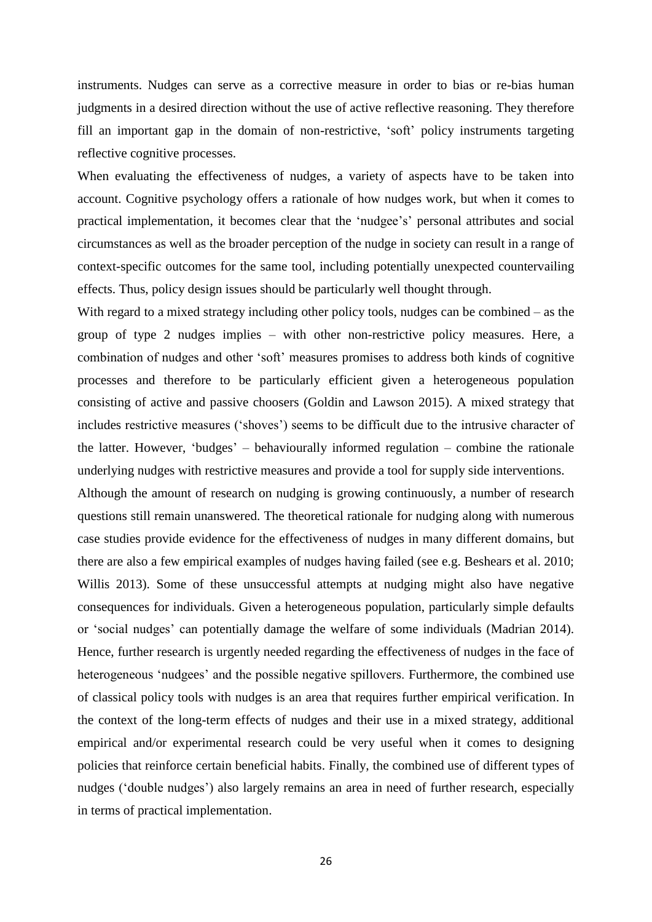instruments. Nudges can serve as a corrective measure in order to bias or re-bias human judgments in a desired direction without the use of active reflective reasoning. They therefore fill an important gap in the domain of non-restrictive, 'soft' policy instruments targeting reflective cognitive processes.

When evaluating the effectiveness of nudges, a variety of aspects have to be taken into account. Cognitive psychology offers a rationale of how nudges work, but when it comes to practical implementation, it becomes clear that the 'nudgee's' personal attributes and social circumstances as well as the broader perception of the nudge in society can result in a range of context-specific outcomes for the same tool, including potentially unexpected countervailing effects. Thus, policy design issues should be particularly well thought through.

With regard to a mixed strategy including other policy tools, nudges can be combined – as the group of type 2 nudges implies – with other non-restrictive policy measures. Here, a combination of nudges and other 'soft' measures promises to address both kinds of cognitive processes and therefore to be particularly efficient given a heterogeneous population consisting of active and passive choosers (Goldin and Lawson 2015). A mixed strategy that includes restrictive measures ('shoves') seems to be difficult due to the intrusive character of the latter. However, 'budges' – behaviourally informed regulation – combine the rationale underlying nudges with restrictive measures and provide a tool for supply side interventions.

Although the amount of research on nudging is growing continuously, a number of research questions still remain unanswered. The theoretical rationale for nudging along with numerous case studies provide evidence for the effectiveness of nudges in many different domains, but there are also a few empirical examples of nudges having failed (see e.g. Beshears et al. 2010; Willis 2013). Some of these unsuccessful attempts at nudging might also have negative consequences for individuals. Given a heterogeneous population, particularly simple defaults or 'social nudges' can potentially damage the welfare of some individuals (Madrian 2014). Hence, further research is urgently needed regarding the effectiveness of nudges in the face of heterogeneous 'nudgees' and the possible negative spillovers. Furthermore, the combined use of classical policy tools with nudges is an area that requires further empirical verification. In the context of the long-term effects of nudges and their use in a mixed strategy, additional empirical and/or experimental research could be very useful when it comes to designing policies that reinforce certain beneficial habits. Finally, the combined use of different types of nudges ('double nudges') also largely remains an area in need of further research, especially in terms of practical implementation.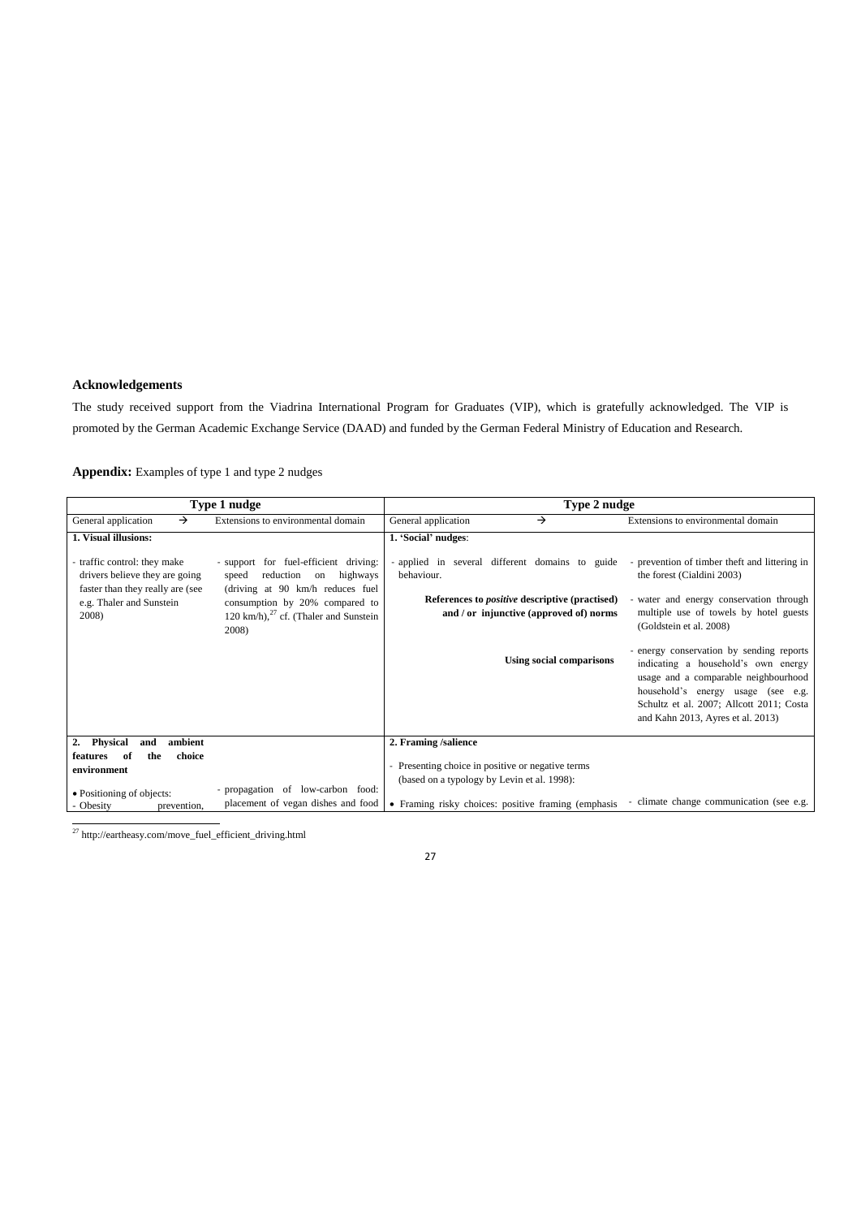## Acknowledgements

The study received support from the Viadrina International Program for Graduates (VIP), which is gratefully acknowledged. The VIP is promoted by the German Academic Exchange Service (DAAD) and funded by the German Federal Ministry of Education and Research.

**Appendix:** Examples of type 1 and type 2 nudges

| Type 1 nudge | | Type 2 nudge | |
|---|---|---|---|
| General application → | Extensions to environmental domain | General application → | Extensions to environmental domain |
| **1. Visual illusions:** | | **1. 'Social' nudges**: | |
| - traffic control: they make drivers believe they are going faster than they really are (see e.g. Thaler and Sunstein 2008) | - support for fuel-efficient driving: speed reduction on highways (driving at 90 km/h reduces fuel consumption by 20% compared to 120 km/h),[27] cf. (Thaler and Sunstein 2008) | - applied in several different domains to guide behaviour.<br><br>**References to *positive* descriptive (practised) and / or injunctive (approved of) norms**<br><br>**Using social comparisons** | - prevention of timber theft and littering in the forest (Cialdini 2003)<br><br>- water and energy conservation through multiple use of towels by hotel guests (Goldstein et al. 2008)<br><br>- energy conservation by sending reports indicating a household's own energy usage and a comparable neighbourhood household's energy usage (see e.g. Schultz et al. 2007; Allcott 2011; Costa and Kahn 2013, Ayres et al. 2013) |
| **2. Physical and ambient features of the choice environment**<br><br>• Positioning of objects:<br>- Obesity prevention, | - propagation of low-carbon food: placement of vegan dishes and food | **2. Framing /salience**<br><br>- Presenting choice in positive or negative terms (based on a typology by Levin et al. 1998):<br><br>• Framing risky choices: positive framing (emphasis | - climate change communication (see e.g. |

[27] http://eartheasy.com/move_fuel_efficient_driving.html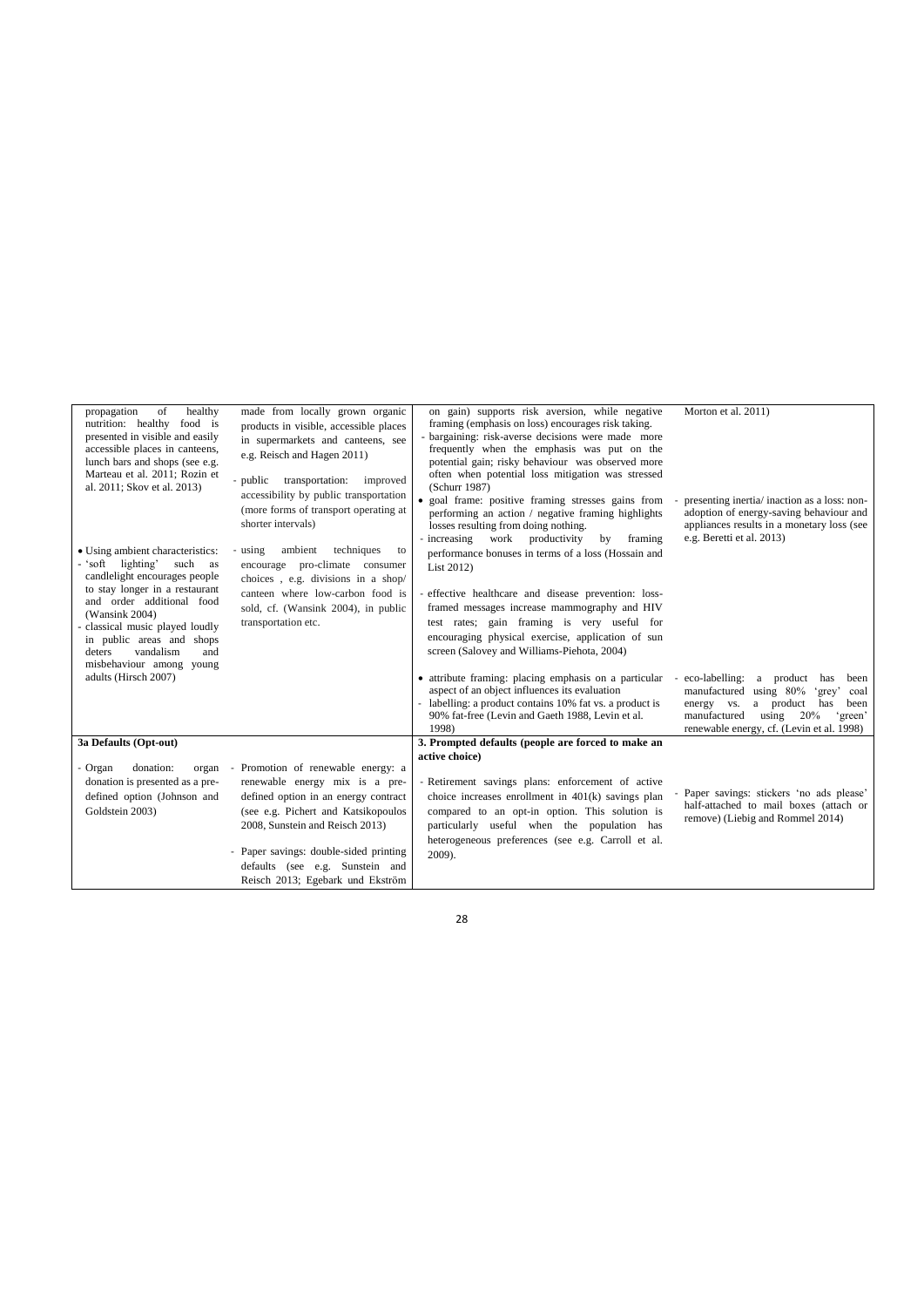| | | | |
|---|---|---|---|
| propagation of healthy nutrition: healthy food is presented in visible and easily accessible places in canteens, lunch bars and shops (see e.g. Marteau et al. 2011; Rozin et al. 2011; Skov et al. 2013)<br><br>• Using ambient characteristics:<br>- 'soft lighting' such as candlelight encourages people to stay longer in a restaurant and order additional food (Wansink 2004)<br>- classical music played loudly in public areas and shops deters vandalism and misbehaviour among young adults (Hirsch 2007) | made from locally grown organic products in visible, accessible places in supermarkets and canteens, see e.g. Reisch and Hagen 2011)<br><br>- public transportation: improved accessibility by public transportation (more forms of transport operating at shorter intervals)<br><br>- using ambient techniques to encourage pro-climate consumer choices , e.g. divisions in a shop/ canteen where low-carbon food is sold, cf. (Wansink 2004), in public transportation etc. | on gain) supports risk aversion, while negative framing (emphasis on loss) encourages risk taking.<br>- bargaining: risk-averse decisions were made more frequently when the emphasis was put on the potential gain; risky behaviour was observed more often when potential loss mitigation was stressed (Schurr 1987)<br>• goal frame: positive framing stresses gains from performing an action / negative framing highlights losses resulting from doing nothing.<br>- increasing work productivity by framing performance bonuses in terms of a loss (Hossain and List 2012)<br><br>- effective healthcare and disease prevention: loss-framed messages increase mammography and HIV test rates; gain framing is very useful for encouraging physical exercise, application of sun screen (Salovey and Williams-Piehota, 2004)<br><br>• attribute framing: placing emphasis on a particular aspect of an object influences its evaluation<br>- labelling: a product contains 10% fat vs. a product is 90% fat-free (Levin and Gaeth 1988, Levin et al. 1998) | Morton et al. 2011)<br><br>- presenting inertia/ inaction as a loss: non-adoption of energy-saving behaviour and appliances results in a monetary loss (see e.g. Beretti et al. 2013)<br><br>- eco-labelling: a product has been manufactured using 80% 'grey' coal energy vs. a product has been manufactured using 20% 'green' renewable energy, cf. (Levin et al. 1998) |
| **3a Defaults (Opt-out)** | | **3. Prompted defaults (people are forced to make an active choice)** | |
| - Organ donation: organ donation is presented as a pre-defined option (Johnson and Goldstein 2003) | - Promotion of renewable energy: a renewable energy mix is a pre-defined option in an energy contract (see e.g. Pichert and Katsikopoulos 2008, Sunstein and Reisch 2013)<br><br>- Paper savings: double-sided printing defaults (see e.g. Sunstein and Reisch 2013; Egebark und Ekström | - Retirement savings plans: enforcement of active choice increases enrollment in 401(k) savings plan compared to an opt-in option. This solution is particularly useful when the population has heterogeneous preferences (see e.g. Carroll et al. 2009). | - Paper savings: stickers 'no ads please' half-attached to mail boxes (attach or remove) (Liebig and Rommel 2014) |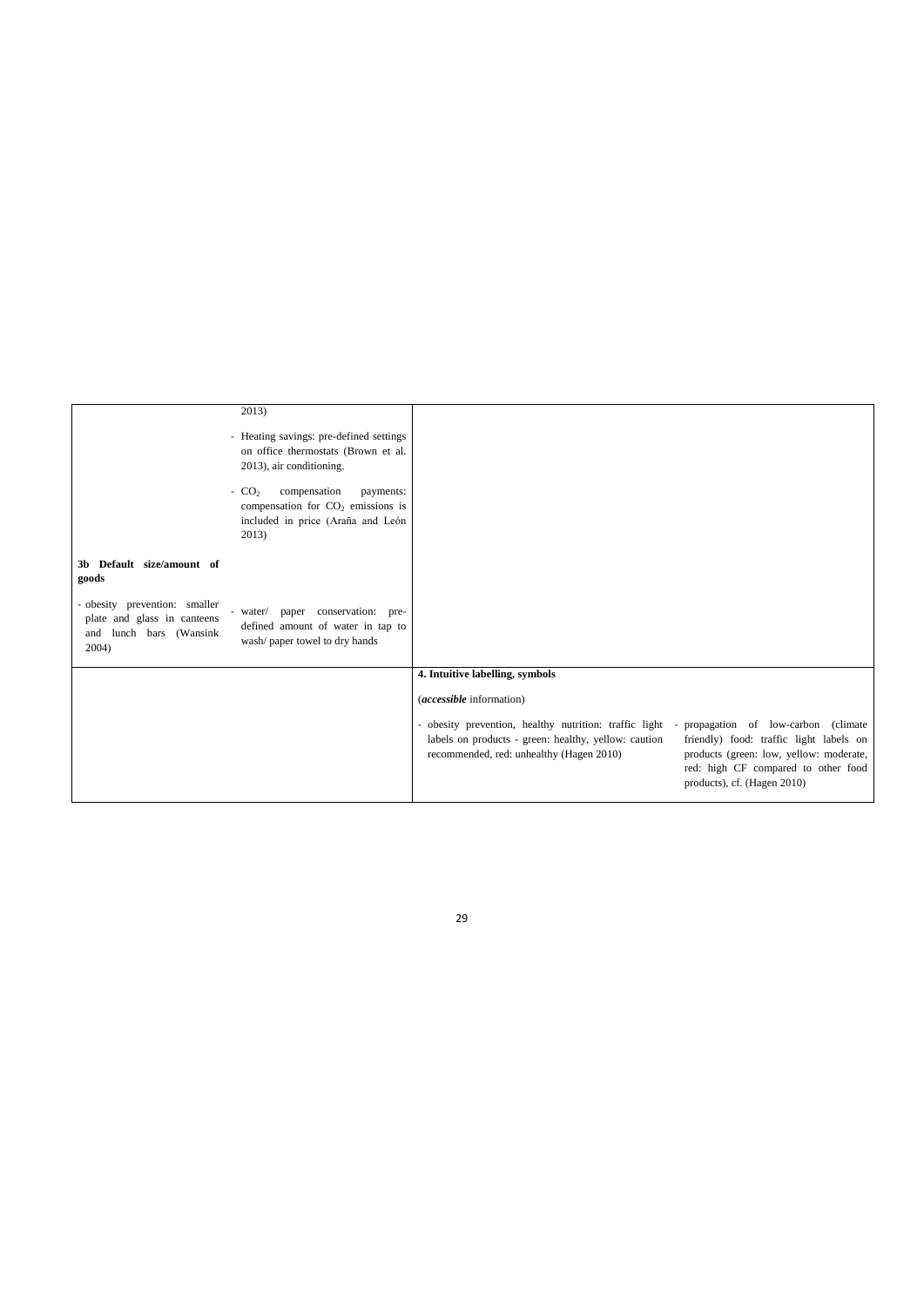| | | | |
|---|---|---|---|
| | 2013)<br><br>- Heating savings: pre-defined settings on office thermostats (Brown et al. 2013), air conditioning.<br><br>- $CO_2$ compensation payments: compensation for $CO_2$ emissions is included in price (Araña and León 2013) | | |
| **3b Default size/amount of goods**<br><br>- obesity prevention: smaller plate and glass in canteens and lunch bars (Wansink 2004) | - water/ paper conservation: pre-defined amount of water in tap to wash/ paper towel to dry hands | | |
| | | **4. Intuitive labelling, symbols**<br><br>(***accessible*** information)<br><br>- obesity prevention, healthy nutrition: traffic light labels on products - green: healthy, yellow: caution recommended, red: unhealthy (Hagen 2010) | - propagation of low-carbon (climate friendly) food: traffic light labels on products (green: low, yellow: moderate, red: high CF compared to other food products), cf. (Hagen 2010) |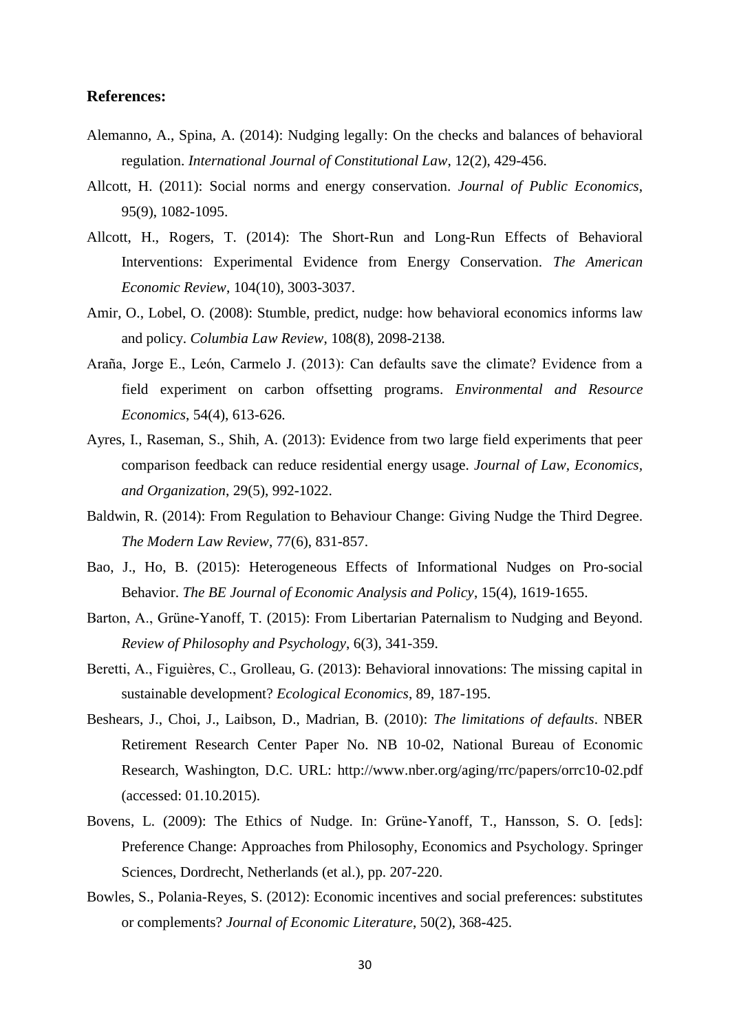**References:**

Alemanno, A., Spina, A. (2014): Nudging legally: On the checks and balances of behavioral regulation. *International Journal of Constitutional Law*, 12(2), 429-456.

Allcott, H. (2011): Social norms and energy conservation. *Journal of Public Economics*, 95(9), 1082-1095.

Allcott, H., Rogers, T. (2014): The Short-Run and Long-Run Effects of Behavioral Interventions: Experimental Evidence from Energy Conservation. *The American Economic Review*, 104(10), 3003-3037.

Amir, O., Lobel, O. (2008): Stumble, predict, nudge: how behavioral economics informs law and policy. *Columbia Law Review*, 108(8), 2098-2138.

Araña, Jorge E., León, Carmelo J. (2013): Can defaults save the climate? Evidence from a field experiment on carbon offsetting programs. *Environmental and Resource Economics*, 54(4), 613-626.

Ayres, I., Raseman, S., Shih, A. (2013): Evidence from two large field experiments that peer comparison feedback can reduce residential energy usage. *Journal of Law, Economics, and Organization*, 29(5), 992-1022.

Baldwin, R. (2014): From Regulation to Behaviour Change: Giving Nudge the Third Degree. *The Modern Law Review*, 77(6), 831-857.

Bao, J., Ho, B. (2015): Heterogeneous Effects of Informational Nudges on Pro-social Behavior. *The BE Journal of Economic Analysis and Policy*, 15(4), 1619-1655.

Barton, A., Grüne-Yanoff, T. (2015): From Libertarian Paternalism to Nudging and Beyond. *Review of Philosophy and Psychology*, 6(3), 341-359.

Beretti, A., Figuières, C., Grolleau, G. (2013): Behavioral innovations: The missing capital in sustainable development? *Ecological Economics*, 89, 187-195.

Beshears, J., Choi, J., Laibson, D., Madrian, B. (2010): *The limitations of defaults*. NBER Retirement Research Center Paper No. NB 10-02, National Bureau of Economic Research, Washington, D.C. URL: http://www.nber.org/aging/rrc/papers/orrc10-02.pdf (accessed: 01.10.2015).

Bovens, L. (2009): The Ethics of Nudge. In: Grüne-Yanoff, T., Hansson, S. O. [eds]: Preference Change: Approaches from Philosophy, Economics and Psychology. Springer Sciences, Dordrecht, Netherlands (et al.), pp. 207-220.

Bowles, S., Polania-Reyes, S. (2012): Economic incentives and social preferences: substitutes or complements? *Journal of Economic Literature*, 50(2), 368-425.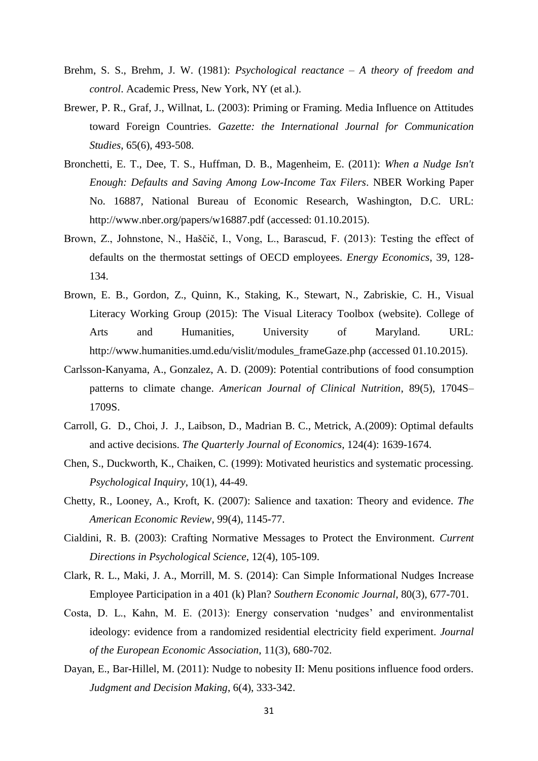Brehm, S. S., Brehm, J. W. (1981): *Psychological reactance – A theory of freedom and control*. Academic Press, New York, NY (et al.).

Brewer, P. R., Graf, J., Willnat, L. (2003): Priming or Framing. Media Influence on Attitudes toward Foreign Countries. *Gazette: the International Journal for Communication Studies*, 65(6), 493-508.

Bronchetti, E. T., Dee, T. S., Huffman, D. B., Magenheim, E. (2011): *When a Nudge Isn't Enough: Defaults and Saving Among Low-Income Tax Filers*. NBER Working Paper No. 16887, National Bureau of Economic Research, Washington, D.C. URL: http://www.nber.org/papers/w16887.pdf (accessed: 01.10.2015).

Brown, Z., Johnstone, N., Haščič, I., Vong, L., Barascud, F. (2013): Testing the effect of defaults on the thermostat settings of OECD employees. *Energy Economics*, 39, 128-134.

Brown, E. B., Gordon, Z., Quinn, K., Staking, K., Stewart, N., Zabriskie, C. H., Visual Literacy Working Group (2015): The Visual Literacy Toolbox (website). College of Arts and Humanities, University of Maryland. URL: http://www.humanities.umd.edu/vislit/modules_frameGaze.php (accessed 01.10.2015).

Carlsson-Kanyama, A., Gonzalez, A. D. (2009): Potential contributions of food consumption patterns to climate change. *American Journal of Clinical Nutrition*, 89(5), 1704S–1709S.

Carroll, G. D., Choi, J. J., Laibson, D., Madrian B. C., Metrick, A.(2009): Optimal defaults and active decisions. *The Quarterly Journal of Economics*, 124(4): 1639-1674.

Chen, S., Duckworth, K., Chaiken, C. (1999): Motivated heuristics and systematic processing. *Psychological Inquiry*, 10(1), 44-49.

Chetty, R., Looney, A., Kroft, K. (2007): Salience and taxation: Theory and evidence. *The American Economic Review*, 99(4), 1145-77.

Cialdini, R. B. (2003): Crafting Normative Messages to Protect the Environment. *Current Directions in Psychological Science*, 12(4), 105-109.

Clark, R. L., Maki, J. A., Morrill, M. S. (2014): Can Simple Informational Nudges Increase Employee Participation in a 401 (k) Plan? *Southern Economic Journal*, 80(3), 677-701.

Costa, D. L., Kahn, M. E. (2013): Energy conservation 'nudges' and environmentalist ideology: evidence from a randomized residential electricity field experiment. *Journal of the European Economic Association*, 11(3), 680-702.

Dayan, E., Bar-Hillel, M. (2011): Nudge to nobesity II: Menu positions influence food orders. *Judgment and Decision Making*, 6(4), 333-342.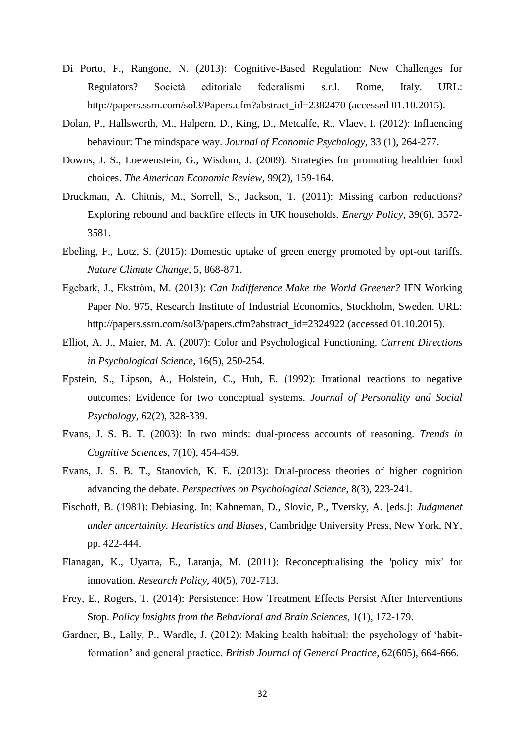Di Porto, F., Rangone, N. (2013): Cognitive-Based Regulation: New Challenges for Regulators? Società editoriale federalismi s.r.l. Rome, Italy. URL: http://papers.ssrn.com/sol3/Papers.cfm?abstract_id=2382470 (accessed 01.10.2015).

Dolan, P., Hallsworth, M., Halpern, D., King, D., Metcalfe, R., Vlaev, I. (2012): Influencing behaviour: The mindspace way. *Journal of Economic Psychology*, 33 (1), 264-277.

Downs, J. S., Loewenstein, G., Wisdom, J. (2009): Strategies for promoting healthier food choices. *The American Economic Review*, 99(2), 159-164.

Druckman, A. Chitnis, M., Sorrell, S., Jackson, T. (2011): Missing carbon reductions? Exploring rebound and backfire effects in UK households. *Energy Policy*, 39(6), 3572-3581.

Ebeling, F., Lotz, S. (2015): Domestic uptake of green energy promoted by opt-out tariffs. *Nature Climate Change*, 5, 868-871.

Egebark, J., Ekström, M. (2013): *Can Indifference Make the World Greener?* IFN Working Paper No. 975, Research Institute of Industrial Economics, Stockholm, Sweden. URL: http://papers.ssrn.com/sol3/papers.cfm?abstract_id=2324922 (accessed 01.10.2015).

Elliot, A. J., Maier, M. A. (2007): Color and Psychological Functioning. *Current Directions in Psychological Science*, 16(5), 250-254.

Epstein, S., Lipson, A., Holstein, C., Huh, E. (1992): Irrational reactions to negative outcomes: Evidence for two conceptual systems. *Journal of Personality and Social Psychology*, 62(2), 328-339.

Evans, J. S. B. T. (2003): In two minds: dual-process accounts of reasoning. *Trends in Cognitive Sciences*, 7(10), 454-459.

Evans, J. S. B. T., Stanovich, K. E. (2013): Dual-process theories of higher cognition advancing the debate. *Perspectives on Psychological Science*, 8(3), 223-241.

Fischoff, B. (1981): Debiasing. In: Kahneman, D., Slovic, P., Tversky, A. [eds.]: *Judgmenet under uncertainity. Heuristics and Biases*, Cambridge University Press, New York, NY, pp. 422-444.

Flanagan, K., Uyarra, E., Laranja, M. (2011): Reconceptualising the 'policy mix' for innovation. *Research Policy*, 40(5), 702-713.

Frey, E., Rogers, T. (2014): Persistence: How Treatment Effects Persist After Interventions Stop. *Policy Insights from the Behavioral and Brain Sciences*, 1(1), 172-179.

Gardner, B., Lally, P., Wardle, J. (2012): Making health habitual: the psychology of 'habit-formation' and general practice. *British Journal of General Practice*, 62(605), 664-666.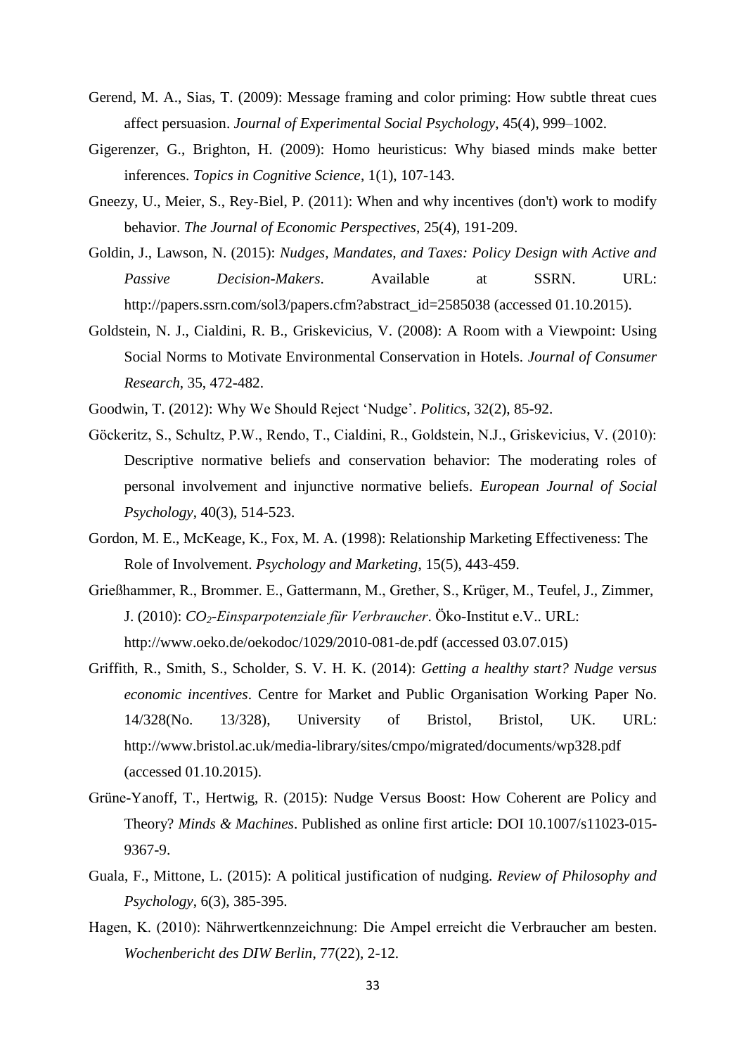Gerend, M. A., Sias, T. (2009): Message framing and color priming: How subtle threat cues affect persuasion. *Journal of Experimental Social Psychology*, 45(4), 999–1002.

Gigerenzer, G., Brighton, H. (2009): Homo heuristicus: Why biased minds make better inferences. *Topics in Cognitive Science*, 1(1), 107-143.

Gneezy, U., Meier, S., Rey-Biel, P. (2011): When and why incentives (don't) work to modify behavior. *The Journal of Economic Perspectives*, 25(4), 191-209.

Goldin, J., Lawson, N. (2015): *Nudges, Mandates, and Taxes: Policy Design with Active and Passive Decision-Makers*. Available at SSRN. URL: http://papers.ssrn.com/sol3/papers.cfm?abstract_id=2585038 (accessed 01.10.2015).

Goldstein, N. J., Cialdini, R. B., Griskevicius, V. (2008): A Room with a Viewpoint: Using Social Norms to Motivate Environmental Conservation in Hotels. *Journal of Consumer Research*, 35, 472-482.

Goodwin, T. (2012): Why We Should Reject 'Nudge'. *Politics*, 32(2), 85-92.

Göckeritz, S., Schultz, P.W., Rendo, T., Cialdini, R., Goldstein, N.J., Griskevicius, V. (2010): Descriptive normative beliefs and conservation behavior: The moderating roles of personal involvement and injunctive normative beliefs. *European Journal of Social Psychology*, 40(3), 514-523.

Gordon, M. E., McKeage, K., Fox, M. A. (1998): Relationship Marketing Effectiveness: The Role of Involvement. *Psychology and Marketing*, 15(5), 443-459.

Grießhammer, R., Brommer. E., Gattermann, M., Grether, S., Krüger, M., Teufel, J., Zimmer, J. (2010): *$CO_2$-Einsparpotenziale für Verbraucher*. Öko-Institut e.V.. URL: http://www.oeko.de/oekodoc/1029/2010-081-de.pdf (accessed 03.07.015)

Griffith, R., Smith, S., Scholder, S. V. H. K. (2014): *Getting a healthy start? Nudge versus economic incentives*. Centre for Market and Public Organisation Working Paper No. 14/328(No. 13/328), University of Bristol, Bristol, UK. URL: http://www.bristol.ac.uk/media-library/sites/cmpo/migrated/documents/wp328.pdf (accessed 01.10.2015).

Grüne-Yanoff, T., Hertwig, R. (2015): Nudge Versus Boost: How Coherent are Policy and Theory? *Minds & Machines*. Published as online first article: DOI 10.1007/s11023-015-9367-9.

Guala, F., Mittone, L. (2015): A political justification of nudging. *Review of Philosophy and Psychology*, 6(3), 385-395.

Hagen, K. (2010): Nährwertkennzeichnung: Die Ampel erreicht die Verbraucher am besten. *Wochenbericht des DIW Berlin*, 77(22), 2-12.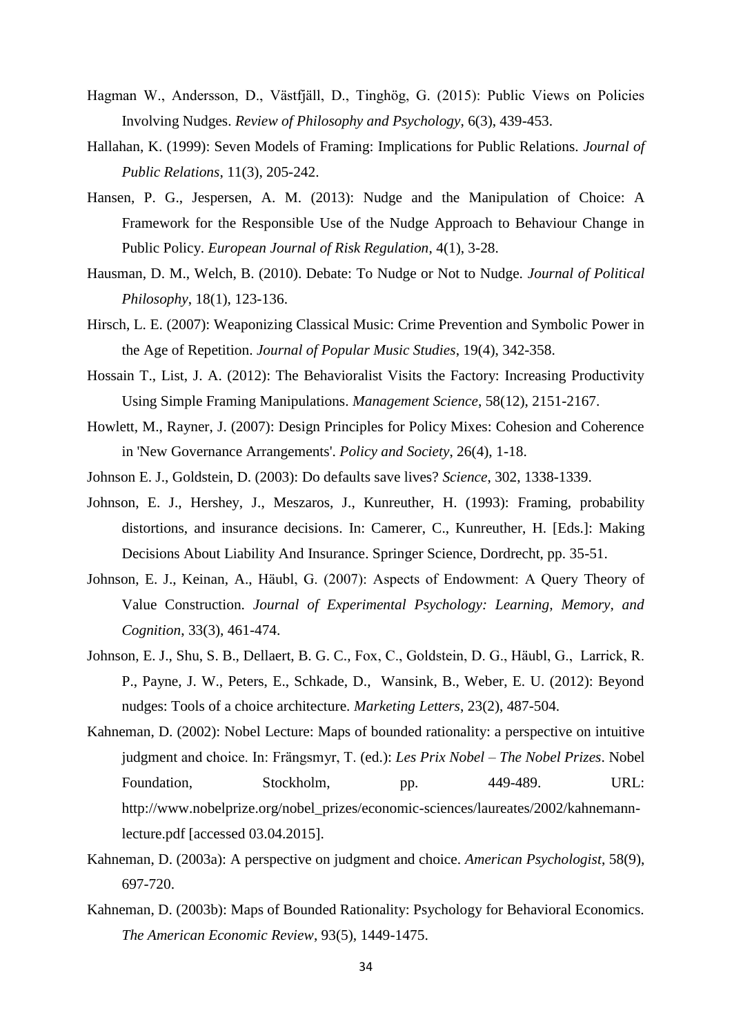Hagman W., Andersson, D., Västfjäll, D., Tinghög, G. (2015): Public Views on Policies Involving Nudges. *Review of Philosophy and Psychology*, 6(3), 439-453.

Hallahan, K. (1999): Seven Models of Framing: Implications for Public Relations. *Journal of Public Relations*, 11(3), 205-242.

Hansen, P. G., Jespersen, A. M. (2013): Nudge and the Manipulation of Choice: A Framework for the Responsible Use of the Nudge Approach to Behaviour Change in Public Policy. *European Journal of Risk Regulation*, 4(1), 3-28.

Hausman, D. M., Welch, B. (2010). Debate: To Nudge or Not to Nudge. *Journal of Political Philosophy*, 18(1), 123-136.

Hirsch, L. E. (2007): Weaponizing Classical Music: Crime Prevention and Symbolic Power in the Age of Repetition. *Journal of Popular Music Studies*, 19(4), 342-358.

Hossain T., List, J. A. (2012): The Behavioralist Visits the Factory: Increasing Productivity Using Simple Framing Manipulations. *Management Science*, 58(12), 2151-2167.

Howlett, M., Rayner, J. (2007): Design Principles for Policy Mixes: Cohesion and Coherence in 'New Governance Arrangements'. *Policy and Society*, 26(4), 1-18.

Johnson E. J., Goldstein, D. (2003): Do defaults save lives? *Science*, 302, 1338-1339.

Johnson, E. J., Hershey, J., Meszaros, J., Kunreuther, H. (1993): Framing, probability distortions, and insurance decisions. In: Camerer, C., Kunreuther, H. [Eds.]: Making Decisions About Liability And Insurance. Springer Science, Dordrecht, pp. 35-51.

Johnson, E. J., Keinan, A., Häubl, G. (2007): Aspects of Endowment: A Query Theory of Value Construction. *Journal of Experimental Psychology: Learning, Memory, and Cognition*, 33(3), 461-474.

Johnson, E. J., Shu, S. B., Dellaert, B. G. C., Fox, C., Goldstein, D. G., Häubl, G., Larrick, R. P., Payne, J. W., Peters, E., Schkade, D., Wansink, B., Weber, E. U. (2012): Beyond nudges: Tools of a choice architecture. *Marketing Letters*, 23(2), 487-504.

Kahneman, D. (2002): Nobel Lecture: Maps of bounded rationality: a perspective on intuitive judgment and choice. In: Frängsmyr, T. (ed.): *Les Prix Nobel – The Nobel Prizes*. Nobel Foundation, Stockholm, pp. 449-489. URL: http://www.nobelprize.org/nobel_prizes/economic-sciences/laureates/2002/kahnemann-lecture.pdf [accessed 03.04.2015].

Kahneman, D. (2003a): A perspective on judgment and choice. *American Psychologist*, 58(9), 697-720.

Kahneman, D. (2003b): Maps of Bounded Rationality: Psychology for Behavioral Economics. *The American Economic Review*, 93(5), 1449-1475.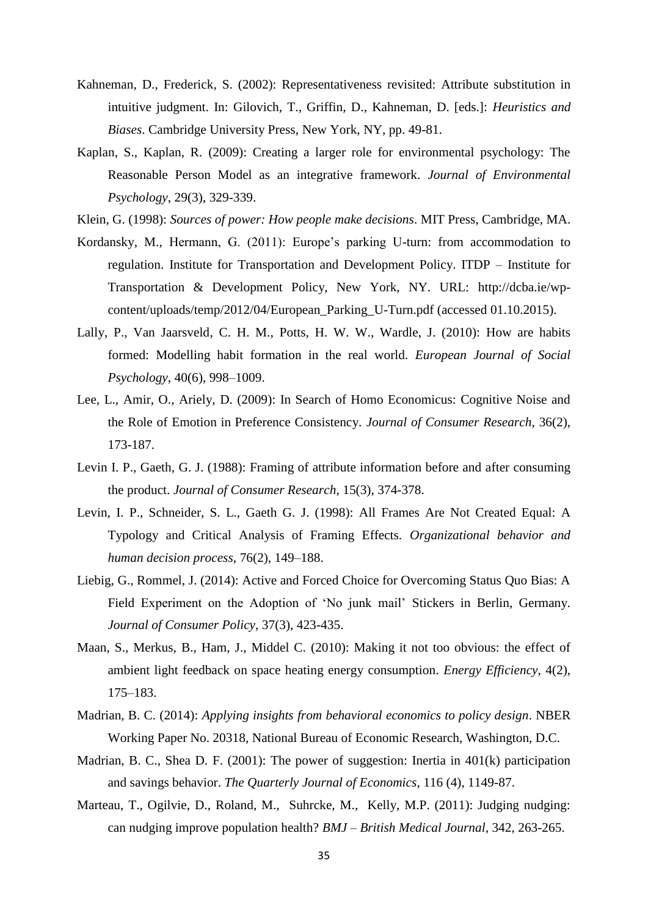Kahneman, D., Frederick, S. (2002): Representativeness revisited: Attribute substitution in intuitive judgment. In: Gilovich, T., Griffin, D., Kahneman, D. [eds.]: *Heuristics and Biases*. Cambridge University Press, New York, NY, pp. 49-81.

Kaplan, S., Kaplan, R. (2009): Creating a larger role for environmental psychology: The Reasonable Person Model as an integrative framework. *Journal of Environmental Psychology*, 29(3), 329-339.

Klein, G. (1998): *Sources of power: How people make decisions*. MIT Press, Cambridge, MA.

Kordansky, M., Hermann, G. (2011): Europe's parking U-turn: from accommodation to regulation. Institute for Transportation and Development Policy. ITDP – Institute for Transportation & Development Policy, New York, NY. URL: http://dcba.ie/wp-content/uploads/temp/2012/04/European_Parking_U-Turn.pdf (accessed 01.10.2015).

Lally, P., Van Jaarsveld, C. H. M., Potts, H. W. W., Wardle, J. (2010): How are habits formed: Modelling habit formation in the real world. *European Journal of Social Psychology*, 40(6), 998–1009.

Lee, L., Amir, O., Ariely, D. (2009): In Search of Homo Economicus: Cognitive Noise and the Role of Emotion in Preference Consistency. *Journal of Consumer Research*, 36(2), 173-187.

Levin I. P., Gaeth, G. J. (1988): Framing of attribute information before and after consuming the product. *Journal of Consumer Research*, 15(3), 374-378.

Levin, I. P., Schneider, S. L., Gaeth G. J. (1998): All Frames Are Not Created Equal: A Typology and Critical Analysis of Framing Effects. *Organizational behavior and human decision process*, 76(2), 149–188.

Liebig, G., Rommel, J. (2014): Active and Forced Choice for Overcoming Status Quo Bias: A Field Experiment on the Adoption of 'No junk mail' Stickers in Berlin, Germany. *Journal of Consumer Policy*, 37(3), 423-435.

Maan, S., Merkus, B., Ham, J., Middel C. (2010): Making it not too obvious: the effect of ambient light feedback on space heating energy consumption. *Energy Efficiency*, 4(2), 175–183.

Madrian, B. C. (2014): *Applying insights from behavioral economics to policy design*. NBER Working Paper No. 20318, National Bureau of Economic Research, Washington, D.C.

Madrian, B. C., Shea D. F. (2001): The power of suggestion: Inertia in 401(k) participation and savings behavior. *The Quarterly Journal of Economics*, 116 (4), 1149-87.

Marteau, T., Ogilvie, D., Roland, M., Suhrcke, M., Kelly, M.P. (2011): Judging nudging: can nudging improve population health? *BMJ – British Medical Journal*, 342, 263-265.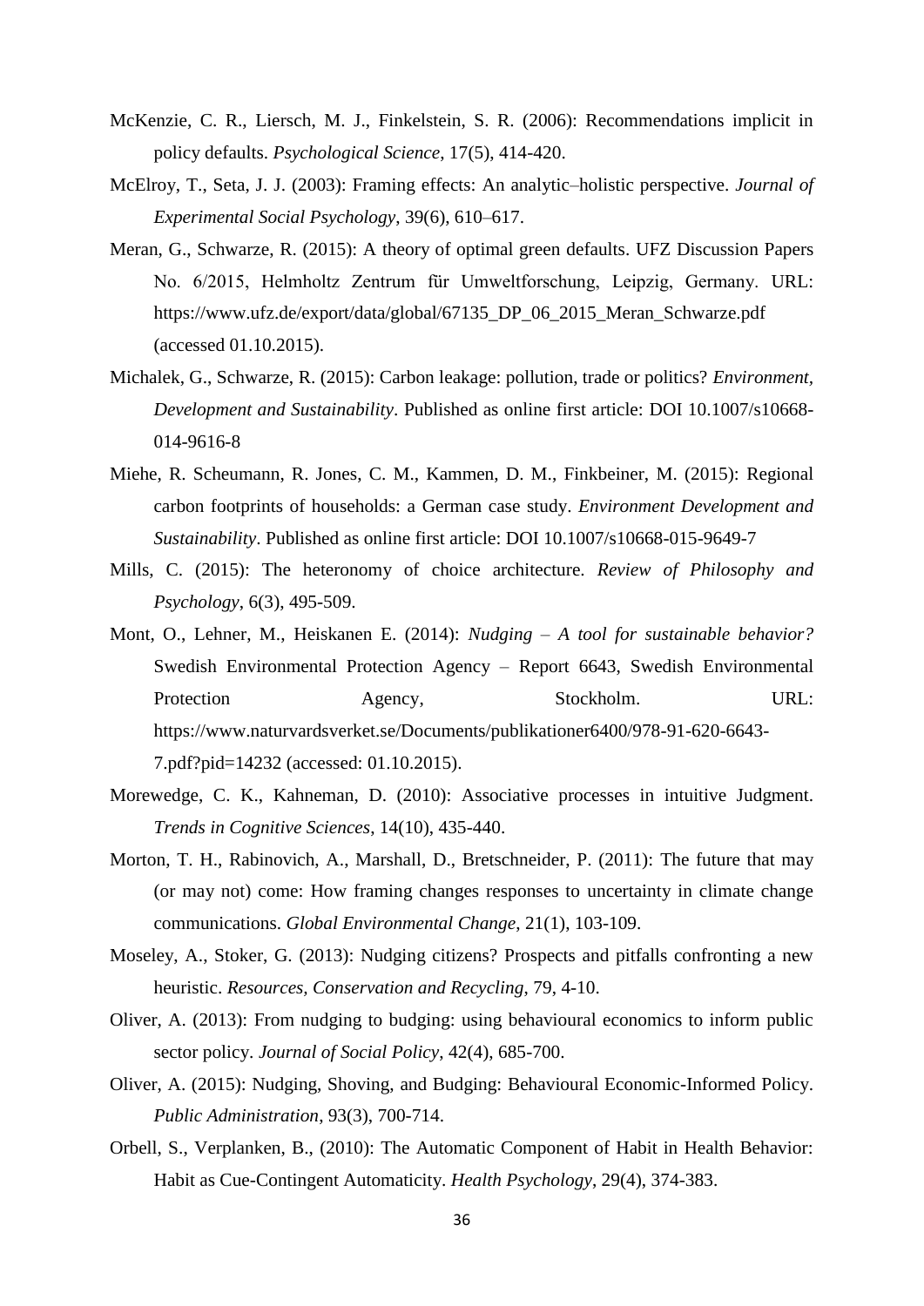McKenzie, C. R., Liersch, M. J., Finkelstein, S. R. (2006): Recommendations implicit in policy defaults. *Psychological Science*, 17(5), 414-420.

McElroy, T., Seta, J. J. (2003): Framing effects: An analytic–holistic perspective. *Journal of Experimental Social Psychology*, 39(6), 610–617.

Meran, G., Schwarze, R. (2015): A theory of optimal green defaults. UFZ Discussion Papers No. 6/2015, Helmholtz Zentrum für Umweltforschung, Leipzig, Germany. URL: https://www.ufz.de/export/data/global/67135_DP_06_2015_Meran_Schwarze.pdf (accessed 01.10.2015).

Michalek, G., Schwarze, R. (2015): Carbon leakage: pollution, trade or politics? *Environment, Development and Sustainability*. Published as online first article: DOI 10.1007/s10668-014-9616-8

Miehe, R. Scheumann, R. Jones, C. M., Kammen, D. M., Finkbeiner, M. (2015): Regional carbon footprints of households: a German case study. *Environment Development and Sustainability*. Published as online first article: DOI 10.1007/s10668-015-9649-7

Mills, C. (2015): The heteronomy of choice architecture. *Review of Philosophy and Psychology*, 6(3), 495-509.

Mont, O., Lehner, M., Heiskanen E. (2014): *Nudging – A tool for sustainable behavior?* Swedish Environmental Protection Agency – Report 6643, Swedish Environmental Protection Agency, Stockholm. URL: https://www.naturvardsverket.se/Documents/publikationer6400/978-91-620-6643-7.pdf?pid=14232 (accessed: 01.10.2015).

Morewedge, C. K., Kahneman, D. (2010): Associative processes in intuitive Judgment. *Trends in Cognitive Sciences*, 14(10), 435-440.

Morton, T. H., Rabinovich, A., Marshall, D., Bretschneider, P. (2011): The future that may (or may not) come: How framing changes responses to uncertainty in climate change communications. *Global Environmental Change*, 21(1), 103-109.

Moseley, A., Stoker, G. (2013): Nudging citizens? Prospects and pitfalls confronting a new heuristic. *Resources, Conservation and Recycling*, 79, 4-10.

Oliver, A. (2013): From nudging to budging: using behavioural economics to inform public sector policy. *Journal of Social Policy*, 42(4), 685-700.

Oliver, A. (2015): Nudging, Shoving, and Budging: Behavioural Economic-Informed Policy. *Public Administration*, 93(3), 700-714.

Orbell, S., Verplanken, B., (2010): The Automatic Component of Habit in Health Behavior: Habit as Cue-Contingent Automaticity. *Health Psychology*, 29(4), 374-383.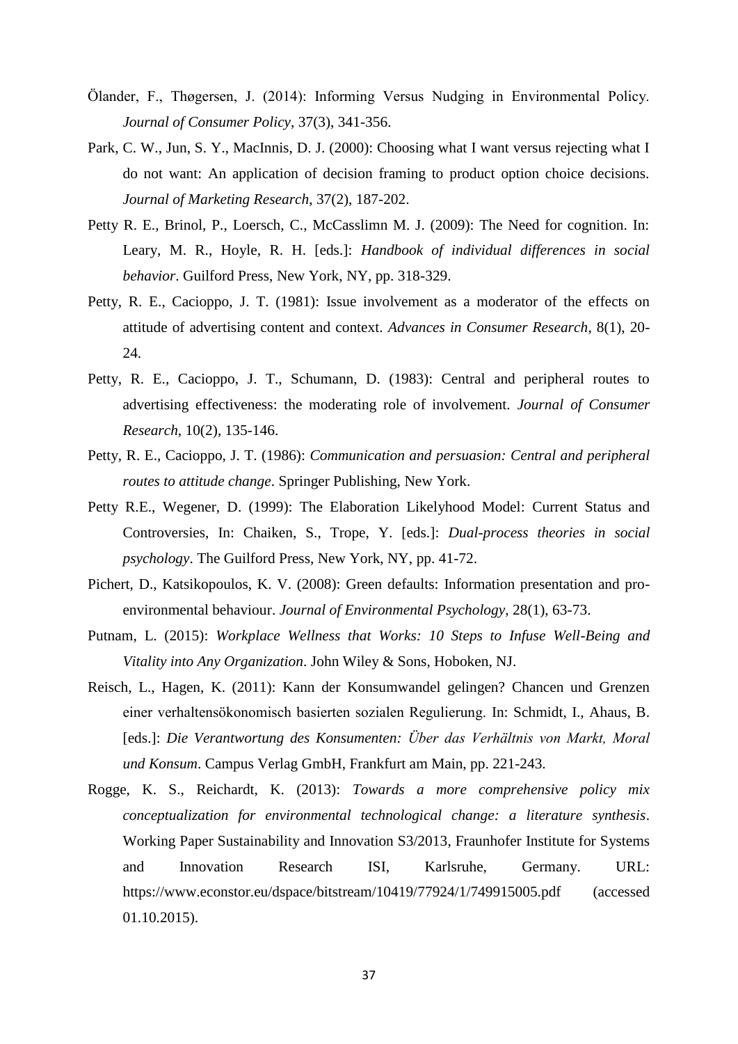Ölander, F., Thøgersen, J. (2014): Informing Versus Nudging in Environmental Policy. *Journal of Consumer Policy*, 37(3), 341-356.

Park, C. W., Jun, S. Y., MacInnis, D. J. (2000): Choosing what I want versus rejecting what I do not want: An application of decision framing to product option choice decisions. *Journal of Marketing Research*, 37(2), 187-202.

Petty R. E., Brinol, P., Loersch, C., McCasslimn M. J. (2009): The Need for cognition. In: Leary, M. R., Hoyle, R. H. [eds.]: *Handbook of individual differences in social behavior*. Guilford Press, New York, NY, pp. 318-329.

Petty, R. E., Cacioppo, J. T. (1981): Issue involvement as a moderator of the effects on attitude of advertising content and context. *Advances in Consumer Research*, 8(1), 20-24.

Petty, R. E., Cacioppo, J. T., Schumann, D. (1983): Central and peripheral routes to advertising effectiveness: the moderating role of involvement. *Journal of Consumer Research*, 10(2), 135-146.

Petty, R. E., Cacioppo, J. T. (1986): *Communication and persuasion: Central and peripheral routes to attitude change*. Springer Publishing, New York.

Petty R.E., Wegener, D. (1999): The Elaboration Likelyhood Model: Current Status and Controversies, In: Chaiken, S., Trope, Y. [eds.]: *Dual-process theories in social psychology*. The Guilford Press, New York, NY, pp. 41-72.

Pichert, D., Katsikopoulos, K. V. (2008): Green defaults: Information presentation and pro-environmental behaviour. *Journal of Environmental Psychology*, 28(1), 63-73.

Putnam, L. (2015): *Workplace Wellness that Works: 10 Steps to Infuse Well-Being and Vitality into Any Organization*. John Wiley & Sons, Hoboken, NJ.

Reisch, L., Hagen, K. (2011): Kann der Konsumwandel gelingen? Chancen und Grenzen einer verhaltensökonomisch basierten sozialen Regulierung. In: Schmidt, I., Ahaus, B. [eds.]: *Die Verantwortung des Konsumenten: Über das Verhältnis von Markt, Moral und Konsum*. Campus Verlag GmbH, Frankfurt am Main, pp. 221-243.

Rogge, K. S., Reichardt, K. (2013): *Towards a more comprehensive policy mix conceptualization for environmental technological change: a literature synthesis*. Working Paper Sustainability and Innovation S3/2013, Fraunhofer Institute for Systems and Innovation Research ISI, Karlsruhe, Germany. URL: https://www.econstor.eu/dspace/bitstream/10419/77924/1/749915005.pdf (accessed 01.10.2015).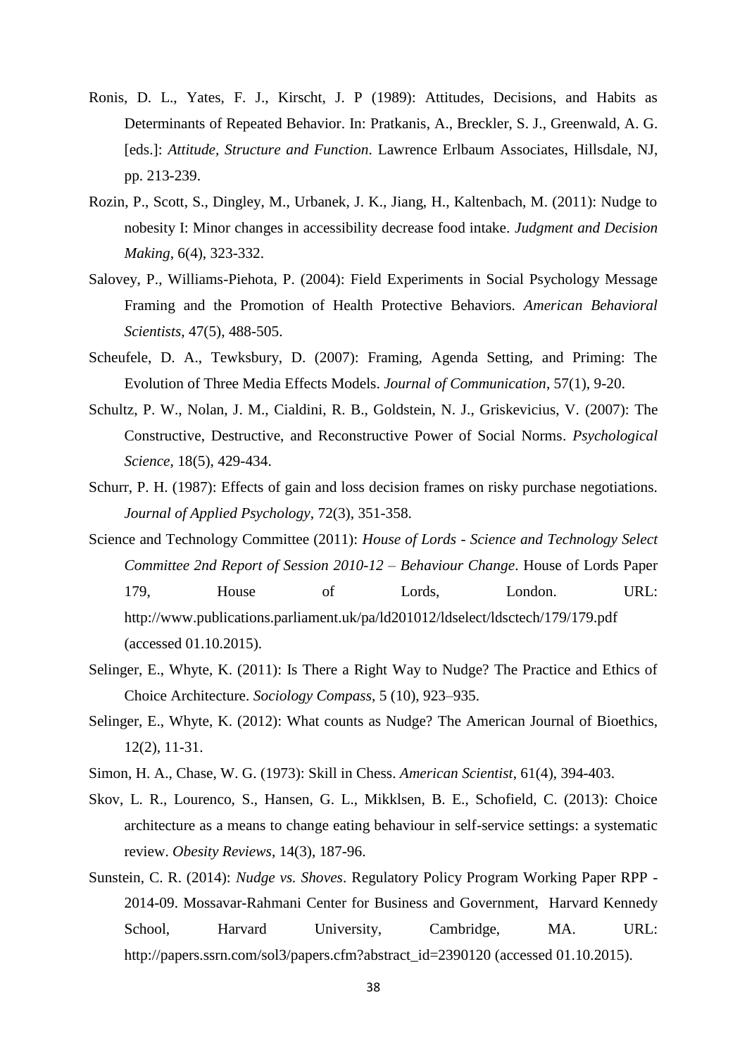Ronis, D. L., Yates, F. J., Kirscht, J. P (1989): Attitudes, Decisions, and Habits as Determinants of Repeated Behavior. In: Pratkanis, A., Breckler, S. J., Greenwald, A. G. [eds.]: *Attitude, Structure and Function*. Lawrence Erlbaum Associates, Hillsdale, NJ, pp. 213-239.

Rozin, P., Scott, S., Dingley, M., Urbanek, J. K., Jiang, H., Kaltenbach, M. (2011): Nudge to nobesity I: Minor changes in accessibility decrease food intake. *Judgment and Decision Making*, 6(4), 323-332.

Salovey, P., Williams-Piehota, P. (2004): Field Experiments in Social Psychology Message Framing and the Promotion of Health Protective Behaviors. *American Behavioral Scientists*, 47(5), 488-505.

Scheufele, D. A., Tewksbury, D. (2007): Framing, Agenda Setting, and Priming: The Evolution of Three Media Effects Models. *Journal of Communication*, 57(1), 9-20.

Schultz, P. W., Nolan, J. M., Cialdini, R. B., Goldstein, N. J., Griskevicius, V. (2007): The Constructive, Destructive, and Reconstructive Power of Social Norms. *Psychological Science*, 18(5), 429-434.

Schurr, P. H. (1987): Effects of gain and loss decision frames on risky purchase negotiations. *Journal of Applied Psychology*, 72(3), 351-358.

Science and Technology Committee (2011): *House of Lords - Science and Technology Select Committee 2nd Report of Session 2010-12 – Behaviour Change*. House of Lords Paper 179, House of Lords, London. URL: http://www.publications.parliament.uk/pa/ld201012/ldselect/ldsctech/179/179.pdf (accessed 01.10.2015).

Selinger, E., Whyte, K. (2011): Is There a Right Way to Nudge? The Practice and Ethics of Choice Architecture. *Sociology Compass*, 5 (10), 923–935.

Selinger, E., Whyte, K. (2012): What counts as Nudge? The American Journal of Bioethics, 12(2), 11-31.

Simon, H. A., Chase, W. G. (1973): Skill in Chess. *American Scientist*, 61(4), 394-403.

Skov, L. R., Lourenco, S., Hansen, G. L., Mikklsen, B. E., Schofield, C. (2013): Choice architecture as a means to change eating behaviour in self-service settings: a systematic review. *Obesity Reviews*, 14(3), 187-96.

Sunstein, C. R. (2014): *Nudge vs. Shoves*. Regulatory Policy Program Working Paper RPP - 2014-09. Mossavar-Rahmani Center for Business and Government, Harvard Kennedy School, Harvard University, Cambridge, MA. URL: http://papers.ssrn.com/sol3/papers.cfm?abstract_id=2390120 (accessed 01.10.2015).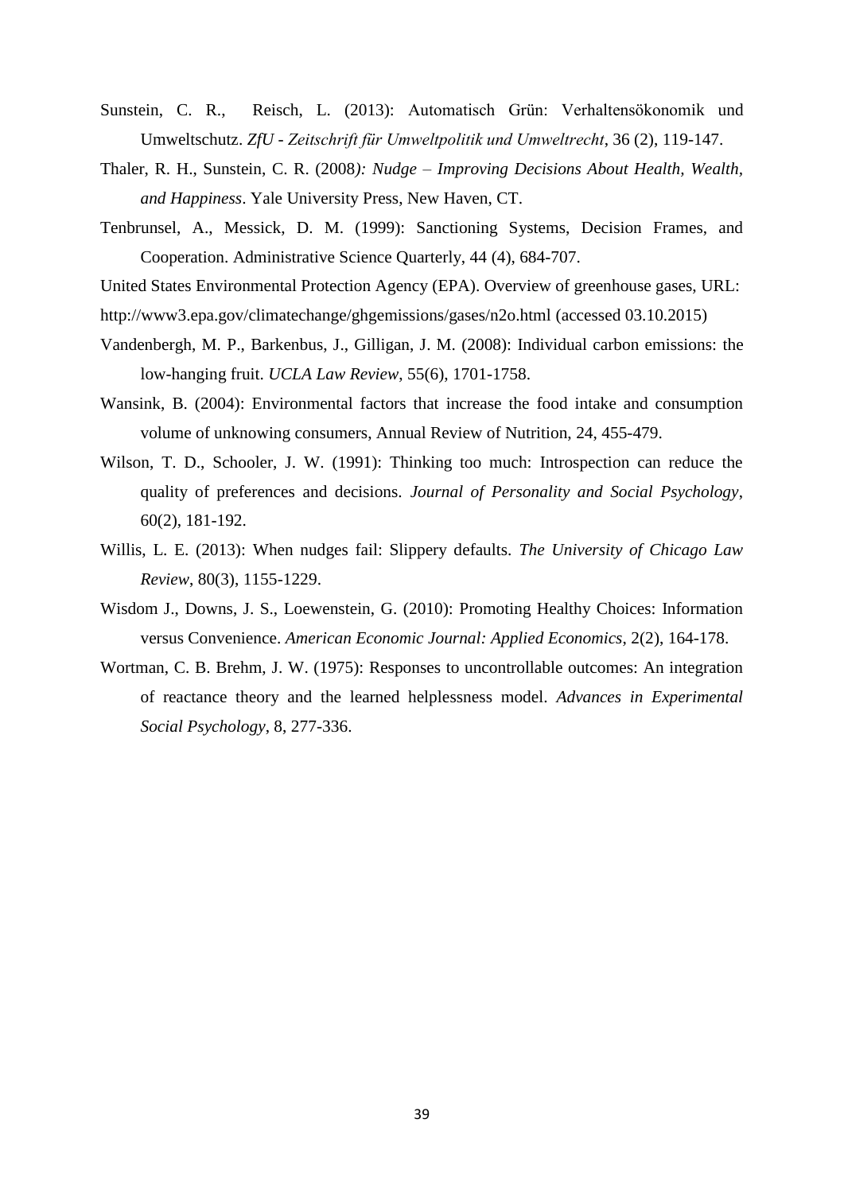Sunstein, C. R., Reisch, L. (2013): Automatisch Grün: Verhaltensökonomik und Umweltschutz. *ZfU - Zeitschrift für Umweltpolitik und Umweltrecht*, 36 (2), 119-147.

Thaler, R. H., Sunstein, C. R. (2008*): Nudge – Improving Decisions About Health, Wealth, and Happiness*. Yale University Press, New Haven, CT.

Tenbrunsel, A., Messick, D. M. (1999): Sanctioning Systems, Decision Frames, and Cooperation. Administrative Science Quarterly, 44 (4), 684-707.

United States Environmental Protection Agency (EPA). Overview of greenhouse gases, URL: http://www3.epa.gov/climatechange/ghgemissions/gases/n2o.html (accessed 03.10.2015)

Vandenbergh, M. P., Barkenbus, J., Gilligan, J. M. (2008): Individual carbon emissions: the low-hanging fruit. *UCLA Law Review*, 55(6), 1701-1758.

Wansink, B. (2004): Environmental factors that increase the food intake and consumption volume of unknowing consumers, Annual Review of Nutrition, 24, 455-479.

Wilson, T. D., Schooler, J. W. (1991): Thinking too much: Introspection can reduce the quality of preferences and decisions. *Journal of Personality and Social Psychology*, 60(2), 181-192.

Willis, L. E. (2013): When nudges fail: Slippery defaults. *The University of Chicago Law Review*, 80(3), 1155-1229.

Wisdom J., Downs, J. S., Loewenstein, G. (2010): Promoting Healthy Choices: Information versus Convenience. *American Economic Journal: Applied Economics*, 2(2), 164-178.

Wortman, C. B. Brehm, J. W. (1975): Responses to uncontrollable outcomes: An integration of reactance theory and the learned helplessness model. *Advances in Experimental Social Psychology*, 8, 277-336.